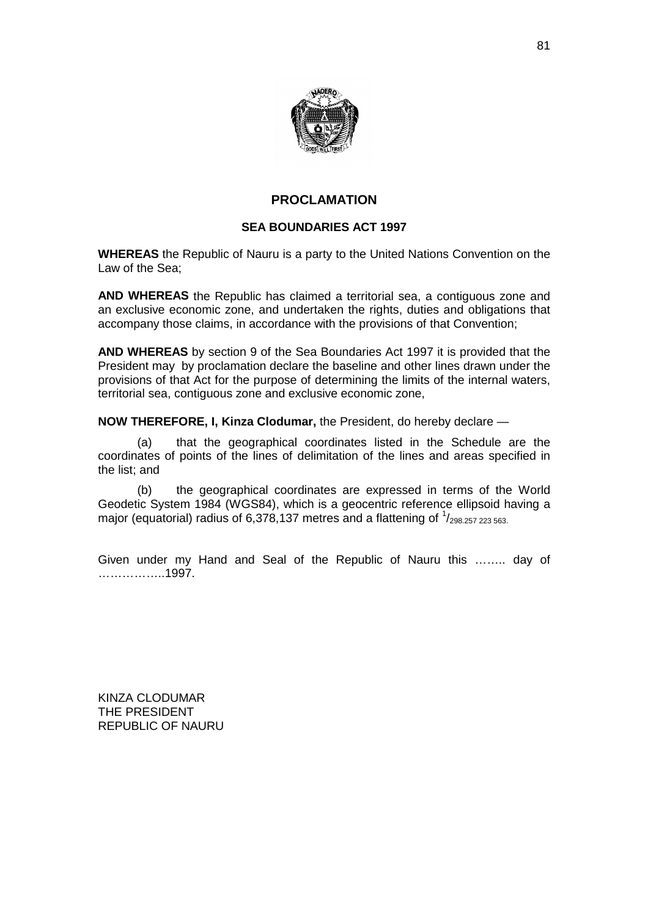# PROCLAMATION

## SEA BOUNDARIES ACT 1997

**WHEREAS** the Republic of Nauru is a party to the United Nations Convention on the Law of the Sea;

**AND WHEREAS** the Republic has claimed a territorial sea, a contiguous zone and an exclusive economic zone, and undertaken the rights, duties and obligations that accompany those claims, in accordance with the provisions of that Convention;

**AND WHEREAS** by section 9 of the Sea Boundaries Act 1997 it is provided that the President may by proclamation declare the baseline and other lines drawn under the provisions of that Act for the purpose of determining the limits of the internal waters, territorial sea, contiguous zone and exclusive economic zone,

**NOW THEREFORE, I, Kinza Clodumar,** the President, do hereby declare —

(a) that the geographical coordinates listed in the Schedule are the coordinates of points of the lines of delimitation of the lines and areas specified in the list; and

(b) the geographical coordinates are expressed in terms of the World Geodetic System 1984 (WGS84), which is a geocentric reference ellipsoid having a major (equatorial) radius of 6,378,137 metres and a flattening of $^{1}/_{298.257\ 223\ 563.}$

Given under my Hand and Seal of the Republic of Nauru this …….. day of ……………..1997.

KINZA CLODUMAR
THE PRESIDENT
REPUBLIC OF NAURU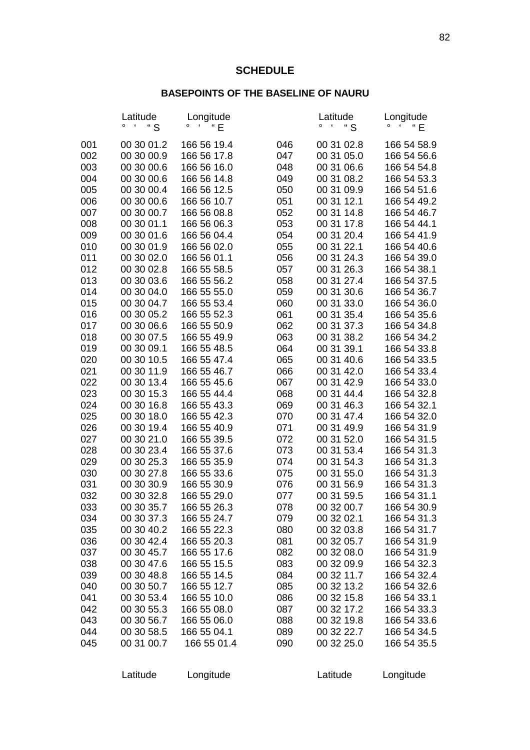## SCHEDULE

### BASEPOINTS OF THE BASELINE OF NAURU

| | Latitude ° ' " S | Longitude ° ' " E | | Latitude ° ' " S | Longitude ° ' " E |
|---|---|---|---|---|---|
| 001 | 00 30 01.2 | 166 56 19.4 | 046 | 00 31 02.8 | 166 54 58.9 |
| 002 | 00 30 00.9 | 166 56 17.8 | 047 | 00 31 05.0 | 166 54 56.6 |
| 003 | 00 30 00.6 | 166 56 16.0 | 048 | 00 31 06.6 | 166 54 54.8 |
| 004 | 00 30 00.6 | 166 56 14.8 | 049 | 00 31 08.2 | 166 54 53.3 |
| 005 | 00 30 00.4 | 166 56 12.5 | 050 | 00 31 09.9 | 166 54 51.6 |
| 006 | 00 30 00.6 | 166 56 10.7 | 051 | 00 31 12.1 | 166 54 49.2 |
| 007 | 00 30 00.7 | 166 56 08.8 | 052 | 00 31 14.8 | 166 54 46.7 |
| 008 | 00 30 01.1 | 166 56 06.3 | 053 | 00 31 17.8 | 166 54 44.1 |
| 009 | 00 30 01.6 | 166 56 04.4 | 054 | 00 31 20.4 | 166 54 41.9 |
| 010 | 00 30 01.9 | 166 56 02.0 | 055 | 00 31 22.1 | 166 54 40.6 |
| 011 | 00 30 02.0 | 166 56 01.1 | 056 | 00 31 24.3 | 166 54 39.0 |
| 012 | 00 30 02.8 | 166 55 58.5 | 057 | 00 31 26.3 | 166 54 38.1 |
| 013 | 00 30 03.6 | 166 55 56.2 | 058 | 00 31 27.4 | 166 54 37.5 |
| 014 | 00 30 04.0 | 166 55 55.0 | 059 | 00 31 30.6 | 166 54 36.7 |
| 015 | 00 30 04.7 | 166 55 53.4 | 060 | 00 31 33.0 | 166 54 36.0 |
| 016 | 00 30 05.2 | 166 55 52.3 | 061 | 00 31 35.4 | 166 54 35.6 |
| 017 | 00 30 06.6 | 166 55 50.9 | 062 | 00 31 37.3 | 166 54 34.8 |
| 018 | 00 30 07.5 | 166 55 49.9 | 063 | 00 31 38.2 | 166 54 34.2 |
| 019 | 00 30 09.1 | 166 55 48.5 | 064 | 00 31 39.1 | 166 54 33.8 |
| 020 | 00 30 10.5 | 166 55 47.4 | 065 | 00 31 40.6 | 166 54 33.5 |
| 021 | 00 30 11.9 | 166 55 46.7 | 066 | 00 31 42.0 | 166 54 33.4 |
| 022 | 00 30 13.4 | 166 55 45.6 | 067 | 00 31 42.9 | 166 54 33.0 |
| 023 | 00 30 15.3 | 166 55 44.4 | 068 | 00 31 44.4 | 166 54 32.8 |
| 024 | 00 30 16.8 | 166 55 43.3 | 069 | 00 31 46.3 | 166 54 32.1 |
| 025 | 00 30 18.0 | 166 55 42.3 | 070 | 00 31 47.4 | 166 54 32.0 |
| 026 | 00 30 19.4 | 166 55 40.9 | 071 | 00 31 49.9 | 166 54 31.9 |
| 027 | 00 30 21.0 | 166 55 39.5 | 072 | 00 31 52.0 | 166 54 31.5 |
| 028 | 00 30 23.4 | 166 55 37.6 | 073 | 00 31 53.4 | 166 54 31.3 |
| 029 | 00 30 25.3 | 166 55 35.9 | 074 | 00 31 54.3 | 166 54 31.3 |
| 030 | 00 30 27.8 | 166 55 33.6 | 075 | 00 31 55.0 | 166 54 31.3 |
| 031 | 00 30 30.9 | 166 55 30.9 | 076 | 00 31 56.9 | 166 54 31.3 |
| 032 | 00 30 32.8 | 166 55 29.0 | 077 | 00 31 59.5 | 166 54 31.1 |
| 033 | 00 30 35.7 | 166 55 26.3 | 078 | 00 32 00.7 | 166 54 30.9 |
| 034 | 00 30 37.3 | 166 55 24.7 | 079 | 00 32 02.1 | 166 54 31.3 |
| 035 | 00 30 40.2 | 166 55 22.3 | 080 | 00 32 03.8 | 166 54 31.7 |
| 036 | 00 30 42.4 | 166 55 20.3 | 081 | 00 32 05.7 | 166 54 31.9 |
| 037 | 00 30 45.7 | 166 55 17.6 | 082 | 00 32 08.0 | 166 54 31.9 |
| 038 | 00 30 47.6 | 166 55 15.5 | 083 | 00 32 09.9 | 166 54 32.3 |
| 039 | 00 30 48.8 | 166 55 14.5 | 084 | 00 32 11.7 | 166 54 32.4 |
| 040 | 00 30 50.7 | 166 55 12.7 | 085 | 00 32 13.2 | 166 54 32.6 |
| 041 | 00 30 53.4 | 166 55 10.0 | 086 | 00 32 15.8 | 166 54 33.1 |
| 042 | 00 30 55.3 | 166 55 08.0 | 087 | 00 32 17.2 | 166 54 33.3 |
| 043 | 00 30 56.7 | 166 55 06.0 | 088 | 00 32 19.8 | 166 54 33.6 |
| 044 | 00 30 58.5 | 166 55 04.1 | 089 | 00 32 22.7 | 166 54 34.5 |
| 045 | 00 31 00.7 | 166 55 01.4 | 090 | 00 32 25.0 | 166 54 35.5 |

Latitude Longitude Latitude Longitude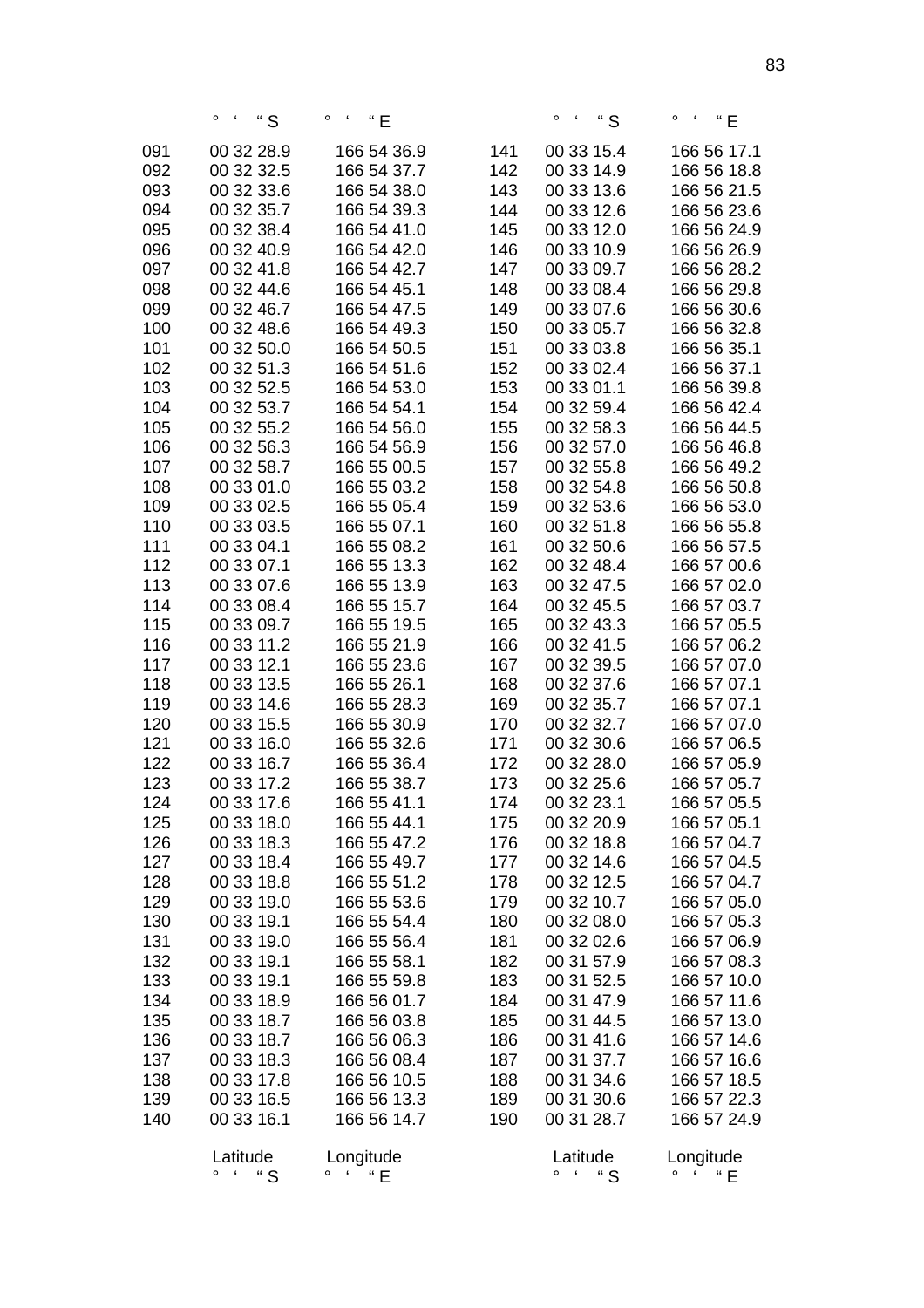| | Latitude ° ' " S | Longitude ° ' " E | | Latitude ° ' " S | Longitude ° ' " E |
|---|---|---|---|---|---|
| 091 | 00 32 28.9 | 166 54 36.9 | 141 | 00 33 15.4 | 166 56 17.1 |
| 092 | 00 32 32.5 | 166 54 37.7 | 142 | 00 33 14.9 | 166 56 18.8 |
| 093 | 00 32 33.6 | 166 54 38.0 | 143 | 00 33 13.6 | 166 56 21.5 |
| 094 | 00 32 35.7 | 166 54 39.3 | 144 | 00 33 12.6 | 166 56 23.6 |
| 095 | 00 32 38.4 | 166 54 41.0 | 145 | 00 33 12.0 | 166 56 24.9 |
| 096 | 00 32 40.9 | 166 54 42.0 | 146 | 00 33 10.9 | 166 56 26.9 |
| 097 | 00 32 41.8 | 166 54 42.7 | 147 | 00 33 09.7 | 166 56 28.2 |
| 098 | 00 32 44.6 | 166 54 45.1 | 148 | 00 33 08.4 | 166 56 29.8 |
| 099 | 00 32 46.7 | 166 54 47.5 | 149 | 00 33 07.6 | 166 56 30.6 |
| 100 | 00 32 48.6 | 166 54 49.3 | 150 | 00 33 05.7 | 166 56 32.8 |
| 101 | 00 32 50.0 | 166 54 50.5 | 151 | 00 33 03.8 | 166 56 35.1 |
| 102 | 00 32 51.3 | 166 54 51.6 | 152 | 00 33 02.4 | 166 56 37.1 |
| 103 | 00 32 52.5 | 166 54 53.0 | 153 | 00 33 01.1 | 166 56 39.8 |
| 104 | 00 32 53.7 | 166 54 54.1 | 154 | 00 32 59.4 | 166 56 42.4 |
| 105 | 00 32 55.2 | 166 54 56.0 | 155 | 00 32 58.3 | 166 56 44.5 |
| 106 | 00 32 56.3 | 166 54 56.9 | 156 | 00 32 57.0 | 166 56 46.8 |
| 107 | 00 32 58.7 | 166 55 00.5 | 157 | 00 32 55.8 | 166 56 49.2 |
| 108 | 00 33 01.0 | 166 55 03.2 | 158 | 00 32 54.8 | 166 56 50.8 |
| 109 | 00 33 02.5 | 166 55 05.4 | 159 | 00 32 53.6 | 166 56 53.0 |
| 110 | 00 33 03.5 | 166 55 07.1 | 160 | 00 32 51.8 | 166 56 55.8 |
| 111 | 00 33 04.1 | 166 55 08.2 | 161 | 00 32 50.6 | 166 56 57.5 |
| 112 | 00 33 07.1 | 166 55 13.3 | 162 | 00 32 48.4 | 166 57 00.6 |
| 113 | 00 33 07.6 | 166 55 13.9 | 163 | 00 32 47.5 | 166 57 02.0 |
| 114 | 00 33 08.4 | 166 55 15.7 | 164 | 00 32 45.5 | 166 57 03.7 |
| 115 | 00 33 09.7 | 166 55 19.5 | 165 | 00 32 43.3 | 166 57 05.5 |
| 116 | 00 33 11.2 | 166 55 21.9 | 166 | 00 32 41.5 | 166 57 06.2 |
| 117 | 00 33 12.1 | 166 55 23.6 | 167 | 00 32 39.5 | 166 57 07.0 |
| 118 | 00 33 13.5 | 166 55 26.1 | 168 | 00 32 37.6 | 166 57 07.1 |
| 119 | 00 33 14.6 | 166 55 28.3 | 169 | 00 32 35.7 | 166 57 07.1 |
| 120 | 00 33 15.5 | 166 55 30.9 | 170 | 00 32 32.7 | 166 57 07.0 |
| 121 | 00 33 16.0 | 166 55 32.6 | 171 | 00 32 30.6 | 166 57 06.5 |
| 122 | 00 33 16.7 | 166 55 36.4 | 172 | 00 32 28.0 | 166 57 05.9 |
| 123 | 00 33 17.2 | 166 55 38.7 | 173 | 00 32 25.6 | 166 57 05.7 |
| 124 | 00 33 17.6 | 166 55 41.1 | 174 | 00 32 23.1 | 166 57 05.5 |
| 125 | 00 33 18.0 | 166 55 44.1 | 175 | 00 32 20.9 | 166 57 05.1 |
| 126 | 00 33 18.3 | 166 55 47.2 | 176 | 00 32 18.8 | 166 57 04.7 |
| 127 | 00 33 18.4 | 166 55 49.7 | 177 | 00 32 14.6 | 166 57 04.5 |
| 128 | 00 33 18.8 | 166 55 51.2 | 178 | 00 32 12.5 | 166 57 04.7 |
| 129 | 00 33 19.0 | 166 55 53.6 | 179 | 00 32 10.7 | 166 57 05.0 |
| 130 | 00 33 19.1 | 166 55 54.4 | 180 | 00 32 08.0 | 166 57 05.3 |
| 131 | 00 33 19.0 | 166 55 56.4 | 181 | 00 32 02.6 | 166 57 06.9 |
| 132 | 00 33 19.1 | 166 55 58.1 | 182 | 00 31 57.9 | 166 57 08.3 |
| 133 | 00 33 19.1 | 166 55 59.8 | 183 | 00 31 52.5 | 166 57 10.0 |
| 134 | 00 33 18.9 | 166 56 01.7 | 184 | 00 31 47.9 | 166 57 11.6 |
| 135 | 00 33 18.7 | 166 56 03.8 | 185 | 00 31 44.5 | 166 57 13.0 |
| 136 | 00 33 18.7 | 166 56 06.3 | 186 | 00 31 41.6 | 166 57 14.6 |
| 137 | 00 33 18.3 | 166 56 08.4 | 187 | 00 31 37.7 | 166 57 16.6 |
| 138 | 00 33 17.8 | 166 56 10.5 | 188 | 00 31 34.6 | 166 57 18.5 |
| 139 | 00 33 16.5 | 166 56 13.3 | 189 | 00 31 30.6 | 166 57 22.3 |
| 140 | 00 33 16.1 | 166 56 14.7 | 190 | 00 31 28.7 | 166 57 24.9 |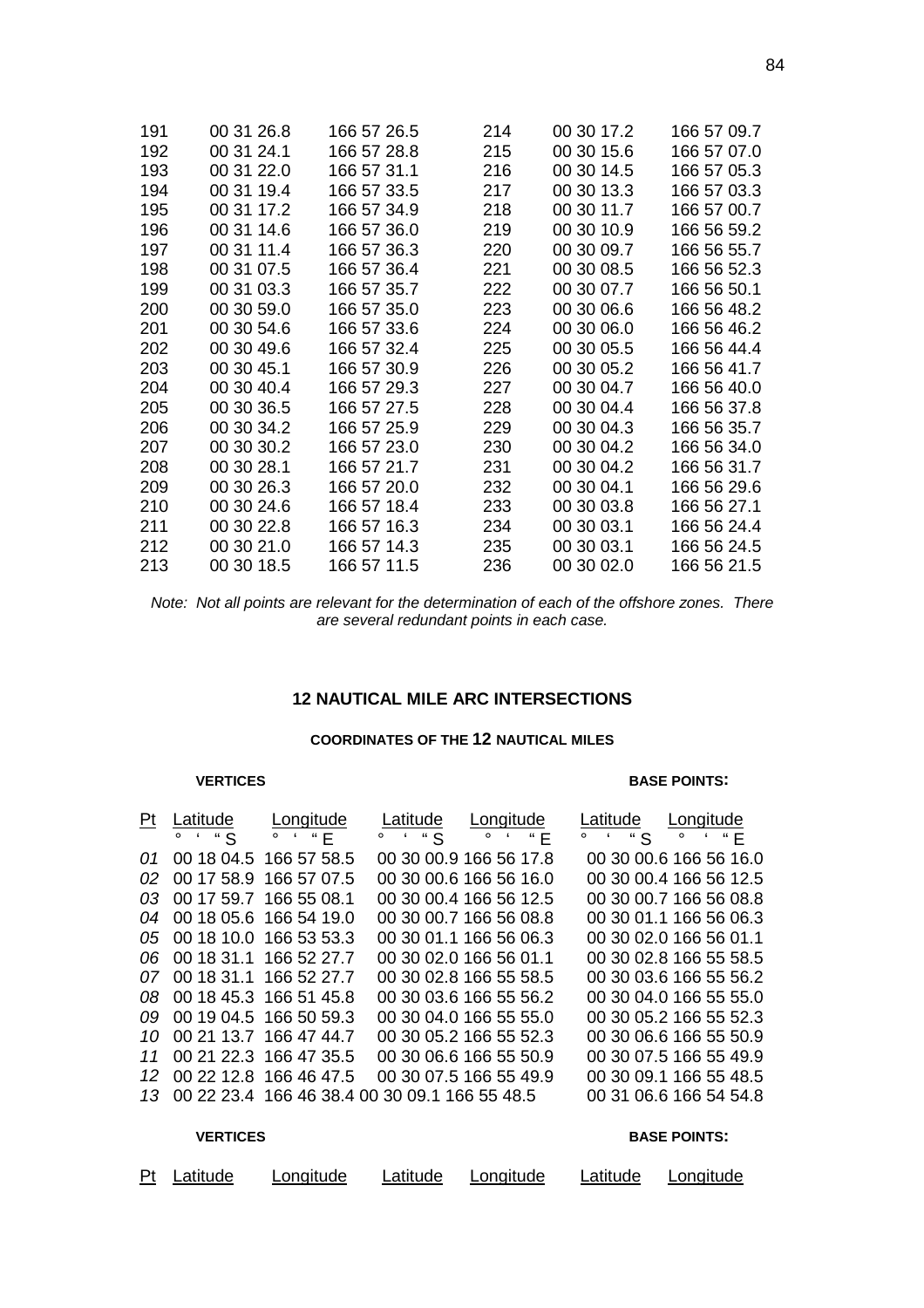| | | | | | |
|---|---|---|---|---|---|
| 191 | 00 31 26.8 | 166 57 26.5 | 214 | 00 30 17.2 | 166 57 09.7 |
| 192 | 00 31 24.1 | 166 57 28.8 | 215 | 00 30 15.6 | 166 57 07.0 |
| 193 | 00 31 22.0 | 166 57 31.1 | 216 | 00 30 14.5 | 166 57 05.3 |
| 194 | 00 31 19.4 | 166 57 33.5 | 217 | 00 30 13.3 | 166 57 03.3 |
| 195 | 00 31 17.2 | 166 57 34.9 | 218 | 00 30 11.7 | 166 57 00.7 |
| 196 | 00 31 14.6 | 166 57 36.0 | 219 | 00 30 10.9 | 166 56 59.2 |
| 197 | 00 31 11.4 | 166 57 36.3 | 220 | 00 30 09.7 | 166 56 55.7 |
| 198 | 00 31 07.5 | 166 57 36.4 | 221 | 00 30 08.5 | 166 56 52.3 |
| 199 | 00 31 03.3 | 166 57 35.7 | 222 | 00 30 07.7 | 166 56 50.1 |
| 200 | 00 30 59.0 | 166 57 35.0 | 223 | 00 30 06.6 | 166 56 48.2 |
| 201 | 00 30 54.6 | 166 57 33.6 | 224 | 00 30 06.0 | 166 56 46.2 |
| 202 | 00 30 49.6 | 166 57 32.4 | 225 | 00 30 05.5 | 166 56 44.4 |
| 203 | 00 30 45.1 | 166 57 30.9 | 226 | 00 30 05.2 | 166 56 41.7 |
| 204 | 00 30 40.4 | 166 57 29.3 | 227 | 00 30 04.7 | 166 56 40.0 |
| 205 | 00 30 36.5 | 166 57 27.5 | 228 | 00 30 04.4 | 166 56 37.8 |
| 206 | 00 30 34.2 | 166 57 25.9 | 229 | 00 30 04.3 | 166 56 35.7 |
| 207 | 00 30 30.2 | 166 57 23.0 | 230 | 00 30 04.2 | 166 56 34.0 |
| 208 | 00 30 28.1 | 166 57 21.7 | 231 | 00 30 04.2 | 166 56 31.7 |
| 209 | 00 30 26.3 | 166 57 20.0 | 232 | 00 30 04.1 | 166 56 29.6 |
| 210 | 00 30 24.6 | 166 57 18.4 | 233 | 00 30 03.8 | 166 56 27.1 |
| 211 | 00 30 22.8 | 166 57 16.3 | 234 | 00 30 03.1 | 166 56 24.4 |
| 212 | 00 30 21.0 | 166 57 14.3 | 235 | 00 30 03.1 | 166 56 24.5 |
| 213 | 00 30 18.5 | 166 57 11.5 | 236 | 00 30 02.0 | 166 56 21.5 |

*Note: Not all points are relevant for the determination of each of the offshore zones. There are several redundant points in each case.*

## 12 NAUTICAL MILE ARC INTERSECTIONS

### COORDINATES OF THE 12 NAUTICAL MILES

| | VERTICES | | | | BASE POINTS: | |
|---|---|---|---|---|---|---|
| Pt | Latitude ° ' " S | Longitude ° ' " E | Latitude ° ' " S | Longitude ° ' " E | Latitude ° ' " S | Longitude ° ' " E |
| *01* | 00 18 04.5 | 166 57 58.5 | 00 30 00.9 | 166 56 17.8 | 00 30 00.6 | 166 56 16.0 |
| *02* | 00 17 58.9 | 166 57 07.5 | 00 30 00.6 | 166 56 16.0 | 00 30 00.4 | 166 56 12.5 |
| *03* | 00 17 59.7 | 166 55 08.1 | 00 30 00.4 | 166 56 12.5 | 00 30 00.7 | 166 56 08.8 |
| *04* | 00 18 05.6 | 166 54 19.0 | 00 30 00.7 | 166 56 08.8 | 00 30 01.1 | 166 56 06.3 |
| *05* | 00 18 10.0 | 166 53 53.3 | 00 30 01.1 | 166 56 06.3 | 00 30 02.0 | 166 56 01.1 |
| *06* | 00 18 31.1 | 166 52 27.7 | 00 30 02.0 | 166 56 01.1 | 00 30 02.8 | 166 55 58.5 |
| *07* | 00 18 31.1 | 166 52 27.7 | 00 30 02.8 | 166 55 58.5 | 00 30 03.6 | 166 55 56.2 |
| *08* | 00 18 45.3 | 166 51 45.8 | 00 30 03.6 | 166 55 56.2 | 00 30 04.0 | 166 55 55.0 |
| *09* | 00 19 04.5 | 166 50 59.3 | 00 30 04.0 | 166 55 55.0 | 00 30 05.2 | 166 55 52.3 |
| *10* | 00 21 13.7 | 166 47 44.7 | 00 30 05.2 | 166 55 52.3 | 00 30 06.6 | 166 55 50.9 |
| *11* | 00 21 22.3 | 166 47 35.5 | 00 30 06.6 | 166 55 50.9 | 00 30 07.5 | 166 55 49.9 |
| *12* | 00 22 12.8 | 166 46 47.5 | 00 30 07.5 | 166 55 49.9 | 00 30 09.1 | 166 55 48.5 |
| *13* | 00 22 23.4 | 166 46 38.4 | 00 30 09.1 | 166 55 48.5 | 00 31 06.6 | 166 54 54.8 |

| | VERTICES | | | | BASE POINTS: | |
|---|---|---|---|---|---|---|
| Pt | Latitude | Longitude | Latitude | Longitude | Latitude | Longitude |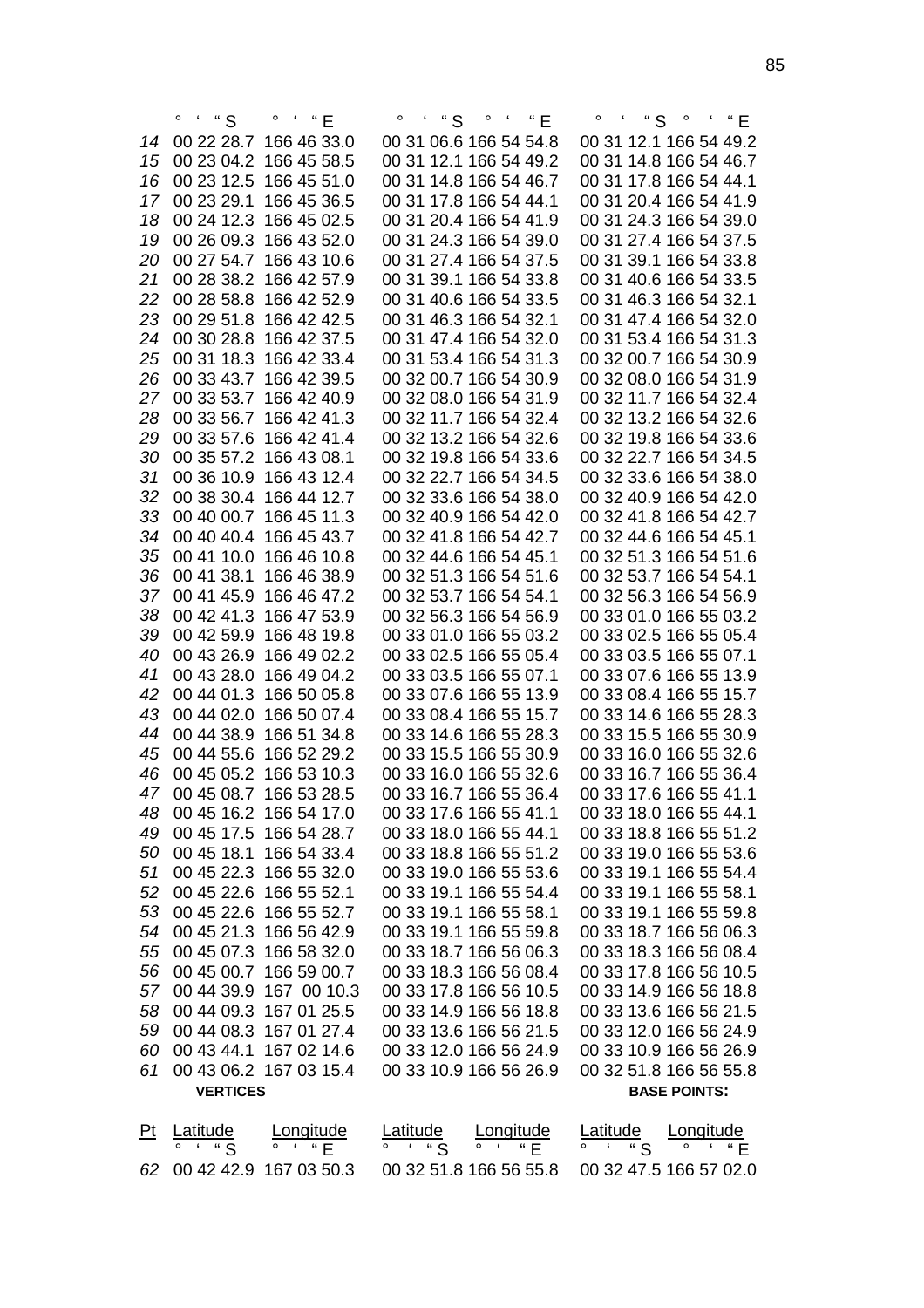| | ° ' " S | ° ' " E | ° ' " S | ° ' " E | ° ' " S | ° ' " E |
|---|---|---|---|---|---|---|
| *14* | 00 22 28.7 | 166 46 33.0 | 00 31 06.6 | 166 54 54.8 | 00 31 12.1 | 166 54 49.2 |
| *15* | 00 23 04.2 | 166 45 58.5 | 00 31 12.1 | 166 54 49.2 | 00 31 14.8 | 166 54 46.7 |
| *16* | 00 23 12.5 | 166 45 51.0 | 00 31 14.8 | 166 54 46.7 | 00 31 17.8 | 166 54 44.1 |
| *17* | 00 23 29.1 | 166 45 36.5 | 00 31 17.8 | 166 54 44.1 | 00 31 20.4 | 166 54 41.9 |
| *18* | 00 24 12.3 | 166 45 02.5 | 00 31 20.4 | 166 54 41.9 | 00 31 24.3 | 166 54 39.0 |
| *19* | 00 26 09.3 | 166 43 52.0 | 00 31 24.3 | 166 54 39.0 | 00 31 27.4 | 166 54 37.5 |
| *20* | 00 27 54.7 | 166 43 10.6 | 00 31 27.4 | 166 54 37.5 | 00 31 39.1 | 166 54 33.8 |
| *21* | 00 28 38.2 | 166 42 57.9 | 00 31 39.1 | 166 54 33.8 | 00 31 40.6 | 166 54 33.5 |
| *22* | 00 28 58.8 | 166 42 52.9 | 00 31 40.6 | 166 54 33.5 | 00 31 46.3 | 166 54 32.1 |
| *23* | 00 29 51.8 | 166 42 42.5 | 00 31 46.3 | 166 54 32.1 | 00 31 47.4 | 166 54 32.0 |
| *24* | 00 30 28.8 | 166 42 37.5 | 00 31 47.4 | 166 54 32.0 | 00 31 53.4 | 166 54 31.3 |
| *25* | 00 31 18.3 | 166 42 33.4 | 00 31 53.4 | 166 54 31.3 | 00 32 00.7 | 166 54 30.9 |
| *26* | 00 33 43.7 | 166 42 39.5 | 00 32 00.7 | 166 54 30.9 | 00 32 08.0 | 166 54 31.9 |
| *27* | 00 33 53.7 | 166 42 40.9 | 00 32 08.0 | 166 54 31.9 | 00 32 11.7 | 166 54 32.4 |
| *28* | 00 33 56.7 | 166 42 41.3 | 00 32 11.7 | 166 54 32.4 | 00 32 13.2 | 166 54 32.6 |
| *29* | 00 33 57.6 | 166 42 41.4 | 00 32 13.2 | 166 54 32.6 | 00 32 19.8 | 166 54 33.6 |
| *30* | 00 35 57.2 | 166 43 08.1 | 00 32 19.8 | 166 54 33.6 | 00 32 22.7 | 166 54 34.5 |
| *31* | 00 36 10.9 | 166 43 12.4 | 00 32 22.7 | 166 54 34.5 | 00 32 33.6 | 166 54 38.0 |
| *32* | 00 38 30.4 | 166 44 12.7 | 00 32 33.6 | 166 54 38.0 | 00 32 40.9 | 166 54 42.0 |
| *33* | 00 40 00.7 | 166 45 11.3 | 00 32 40.9 | 166 54 42.0 | 00 32 41.8 | 166 54 42.7 |
| *34* | 00 40 40.4 | 166 45 43.7 | 00 32 41.8 | 166 54 42.7 | 00 32 44.6 | 166 54 45.1 |
| *35* | 00 41 10.0 | 166 46 10.8 | 00 32 44.6 | 166 54 45.1 | 00 32 51.3 | 166 54 51.6 |
| *36* | 00 41 38.1 | 166 46 38.9 | 00 32 51.3 | 166 54 51.6 | 00 32 53.7 | 166 54 54.1 |
| *37* | 00 41 45.9 | 166 46 47.2 | 00 32 53.7 | 166 54 54.1 | 00 32 56.3 | 166 54 56.9 |
| *38* | 00 42 41.3 | 166 47 53.9 | 00 32 56.3 | 166 54 56.9 | 00 33 01.0 | 166 55 03.2 |
| *39* | 00 42 59.9 | 166 48 19.8 | 00 33 01.0 | 166 55 03.2 | 00 33 02.5 | 166 55 05.4 |
| *40* | 00 43 26.9 | 166 49 02.2 | 00 33 02.5 | 166 55 05.4 | 00 33 03.5 | 166 55 07.1 |
| *41* | 00 43 28.0 | 166 49 04.2 | 00 33 03.5 | 166 55 07.1 | 00 33 07.6 | 166 55 13.9 |
| *42* | 00 44 01.3 | 166 50 05.8 | 00 33 07.6 | 166 55 13.9 | 00 33 08.4 | 166 55 15.7 |
| *43* | 00 44 02.0 | 166 50 07.4 | 00 33 08.4 | 166 55 15.7 | 00 33 14.6 | 166 55 28.3 |
| *44* | 00 44 38.9 | 166 51 34.8 | 00 33 14.6 | 166 55 28.3 | 00 33 15.5 | 166 55 30.9 |
| *45* | 00 44 55.6 | 166 52 29.2 | 00 33 15.5 | 166 55 30.9 | 00 33 16.0 | 166 55 32.6 |
| *46* | 00 45 05.2 | 166 53 10.3 | 00 33 16.0 | 166 55 32.6 | 00 33 16.7 | 166 55 36.4 |
| *47* | 00 45 08.7 | 166 53 28.5 | 00 33 16.7 | 166 55 36.4 | 00 33 17.6 | 166 55 41.1 |
| *48* | 00 45 16.2 | 166 54 17.0 | 00 33 17.6 | 166 55 41.1 | 00 33 18.0 | 166 55 44.1 |
| *49* | 00 45 17.5 | 166 54 28.7 | 00 33 18.0 | 166 55 44.1 | 00 33 18.8 | 166 55 51.2 |
| *50* | 00 45 18.1 | 166 54 33.4 | 00 33 18.8 | 166 55 51.2 | 00 33 19.0 | 166 55 53.6 |
| *51* | 00 45 22.3 | 166 55 32.0 | 00 33 19.0 | 166 55 53.6 | 00 33 19.1 | 166 55 54.4 |
| *52* | 00 45 22.6 | 166 55 52.1 | 00 33 19.1 | 166 55 54.4 | 00 33 19.1 | 166 55 58.1 |
| *53* | 00 45 22.6 | 166 55 52.7 | 00 33 19.1 | 166 55 58.1 | 00 33 19.1 | 166 55 59.8 |
| *54* | 00 45 21.3 | 166 56 42.9 | 00 33 19.1 | 166 55 59.8 | 00 33 18.7 | 166 56 06.3 |
| *55* | 00 45 07.3 | 166 58 32.0 | 00 33 18.7 | 166 56 06.3 | 00 33 18.3 | 166 56 08.4 |
| *56* | 00 45 00.7 | 166 59 00.7 | 00 33 18.3 | 166 56 08.4 | 00 33 17.8 | 166 56 10.5 |
| *57* | 00 44 39.9 | 167 00 10.3 | 00 33 17.8 | 166 56 10.5 | 00 33 14.9 | 166 56 18.8 |
| *58* | 00 44 09.3 | 167 01 25.5 | 00 33 14.9 | 166 56 18.8 | 00 33 13.6 | 166 56 21.5 |
| *59* | 00 44 08.3 | 167 01 27.4 | 00 33 13.6 | 166 56 21.5 | 00 33 12.0 | 166 56 24.9 |
| *60* | 00 43 44.1 | 167 02 14.6 | 00 33 12.0 | 166 56 24.9 | 00 33 10.9 | 166 56 26.9 |
| *61* | 00 43 06.2 | 167 03 15.4 | 00 33 10.9 | 166 56 26.9 | 00 32 51.8 | 166 56 55.8 |

| | **VERTICES** | | | | **BASE POINTS:** | |
|---|---|---|---|---|---|---|
| Pt | Latitude | Longitude | Latitude | Longitude | Latitude | Longitude |
| | ° ' " S | ° ' " E | ° ' " S | ° ' " E | ° ' " S | ° ' " E |
| *62* | 00 42 42.9 | 167 03 50.3 | 00 32 51.8 | 166 56 55.8 | 00 32 47.5 | 166 57 02.0 |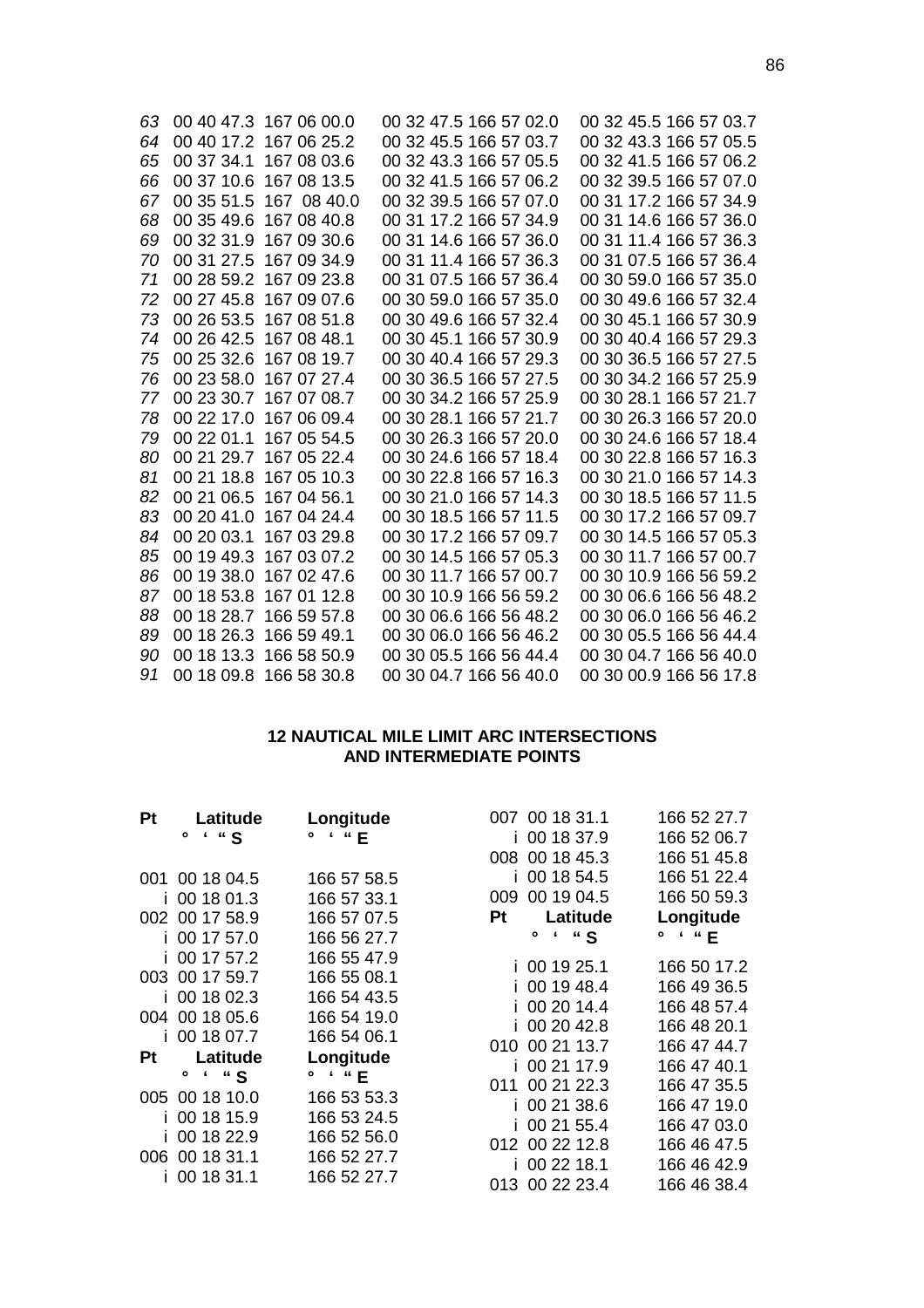| | | | | | | |
|---|---|---|---|---|---|---|
| *63* | 00 40 47.3 | 167 06 00.0 | 00 32 47.5 | 166 57 02.0 | 00 32 45.5 | 166 57 03.7 |
| *64* | 00 40 17.2 | 167 06 25.2 | 00 32 45.5 | 166 57 03.7 | 00 32 43.3 | 166 57 05.5 |
| *65* | 00 37 34.1 | 167 08 03.6 | 00 32 43.3 | 166 57 05.5 | 00 32 41.5 | 166 57 06.2 |
| *66* | 00 37 10.6 | 167 08 13.5 | 00 32 41.5 | 166 57 06.2 | 00 32 39.5 | 166 57 07.0 |
| *67* | 00 35 51.5 | 167 08 40.0 | 00 32 39.5 | 166 57 07.0 | 00 31 17.2 | 166 57 34.9 |
| *68* | 00 35 49.6 | 167 08 40.8 | 00 31 17.2 | 166 57 34.9 | 00 31 14.6 | 166 57 36.0 |
| *69* | 00 32 31.9 | 167 09 30.6 | 00 31 14.6 | 166 57 36.0 | 00 31 11.4 | 166 57 36.3 |
| *70* | 00 31 27.5 | 167 09 34.9 | 00 31 11.4 | 166 57 36.3 | 00 31 07.5 | 166 57 36.4 |
| *71* | 00 28 59.2 | 167 09 23.8 | 00 31 07.5 | 166 57 36.4 | 00 30 59.0 | 166 57 35.0 |
| *72* | 00 27 45.8 | 167 09 07.6 | 00 30 59.0 | 166 57 35.0 | 00 30 49.6 | 166 57 32.4 |
| *73* | 00 26 53.5 | 167 08 51.8 | 00 30 49.6 | 166 57 32.4 | 00 30 45.1 | 166 57 30.9 |
| *74* | 00 26 42.5 | 167 08 48.1 | 00 30 45.1 | 166 57 30.9 | 00 30 40.4 | 166 57 29.3 |
| *75* | 00 25 32.6 | 167 08 19.7 | 00 30 40.4 | 166 57 29.3 | 00 30 36.5 | 166 57 27.5 |
| *76* | 00 23 58.0 | 167 07 27.4 | 00 30 36.5 | 166 57 27.5 | 00 30 34.2 | 166 57 25.9 |
| *77* | 00 23 30.7 | 167 07 08.7 | 00 30 34.2 | 166 57 25.9 | 00 30 28.1 | 166 57 21.7 |
| *78* | 00 22 17.0 | 167 06 09.4 | 00 30 28.1 | 166 57 21.7 | 00 30 26.3 | 166 57 20.0 |
| *79* | 00 22 01.1 | 167 05 54.5 | 00 30 26.3 | 166 57 20.0 | 00 30 24.6 | 166 57 18.4 |
| *80* | 00 21 29.7 | 167 05 22.4 | 00 30 24.6 | 166 57 18.4 | 00 30 22.8 | 166 57 16.3 |
| *81* | 00 21 18.8 | 167 05 10.3 | 00 30 22.8 | 166 57 16.3 | 00 30 21.0 | 166 57 14.3 |
| *82* | 00 21 06.5 | 167 04 56.1 | 00 30 21.0 | 166 57 14.3 | 00 30 18.5 | 166 57 11.5 |
| *83* | 00 20 41.0 | 167 04 24.4 | 00 30 18.5 | 166 57 11.5 | 00 30 17.2 | 166 57 09.7 |
| *84* | 00 20 03.1 | 167 03 29.8 | 00 30 17.2 | 166 57 09.7 | 00 30 14.5 | 166 57 05.3 |
| *85* | 00 19 49.3 | 167 03 07.2 | 00 30 14.5 | 166 57 05.3 | 00 30 11.7 | 166 57 00.7 |
| *86* | 00 19 38.0 | 167 02 47.6 | 00 30 11.7 | 166 57 00.7 | 00 30 10.9 | 166 56 59.2 |
| *87* | 00 18 53.8 | 167 01 12.8 | 00 30 10.9 | 166 56 59.2 | 00 30 06.6 | 166 56 48.2 |
| *88* | 00 18 28.7 | 166 59 57.8 | 00 30 06.6 | 166 56 48.2 | 00 30 06.0 | 166 56 46.2 |
| *89* | 00 18 26.3 | 166 59 49.1 | 00 30 06.0 | 166 56 46.2 | 00 30 05.5 | 166 56 44.4 |
| *90* | 00 18 13.3 | 166 58 50.9 | 00 30 05.5 | 166 56 44.4 | 00 30 04.7 | 166 56 40.0 |
| *91* | 00 18 09.8 | 166 58 30.8 | 00 30 04.7 | 166 56 40.0 | 00 30 00.9 | 166 56 17.8 |

**12 NAUTICAL MILE LIMIT ARC INTERSECTIONS AND INTERMEDIATE POINTS**

| Pt | Latitude<br>° ' " S | Longitude<br>° ' " E |
|---|---|---|
| 001 | 00 18 04.5 | 166 57 58.5 |
| i | 00 18 01.3 | 166 57 33.1 |
| 002 | 00 17 58.9 | 166 57 07.5 |
| i | 00 17 57.0 | 166 56 27.7 |
| i | 00 17 57.2 | 166 55 47.9 |
| 003 | 00 17 59.7 | 166 55 08.1 |
| i | 00 18 02.3 | 166 54 43.5 |
| 004 | 00 18 05.6 | 166 54 19.0 |
| i | 00 18 07.7 | 166 54 06.1 |
| **Pt** | **Latitude<br>° ' " S** | **Longitude<br>° ' " E** |
| 005 | 00 18 10.0 | 166 53 53.3 |
| i | 00 18 15.9 | 166 53 24.5 |
| i | 00 18 22.9 | 166 52 56.0 |
| 006 | 00 18 31.1 | 166 52 27.7 |
| i | 00 18 31.1 | 166 52 27.7 |
| 007 | 00 18 31.1 | 166 52 27.7 |
| i | 00 18 37.9 | 166 52 06.7 |
| 008 | 00 18 45.3 | 166 51 45.8 |
| i | 00 18 54.5 | 166 51 22.4 |
| 009 | 00 19 04.5 | 166 50 59.3 |
| **Pt** | **Latitude<br>° ' " S** | **Longitude<br>° ' " E** |
| i | 00 19 25.1 | 166 50 17.2 |
| i | 00 19 48.4 | 166 49 36.5 |
| i | 00 20 14.4 | 166 48 57.4 |
| i | 00 20 42.8 | 166 48 20.1 |
| 010 | 00 21 13.7 | 166 47 44.7 |
| i | 00 21 17.9 | 166 47 40.1 |
| 011 | 00 21 22.3 | 166 47 35.5 |
| i | 00 21 38.6 | 166 47 19.0 |
| i | 00 21 55.4 | 166 47 03.0 |
| 012 | 00 22 12.8 | 166 46 47.5 |
| i | 00 22 18.1 | 166 46 42.9 |
| 013 | 00 22 23.4 | 166 46 38.4 |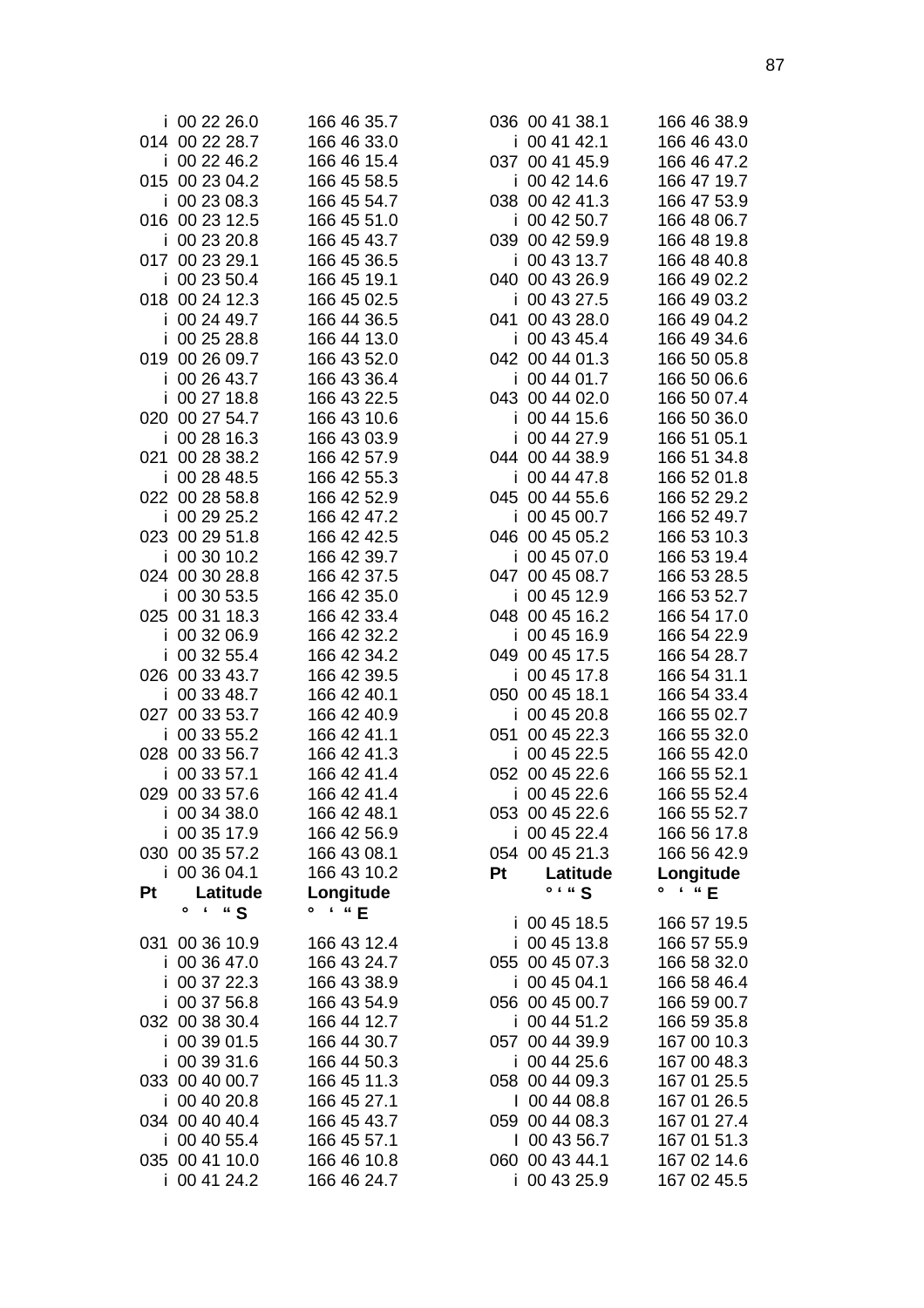| Pt | Latitude ° ' " S | Longitude ° ' " E |
|---|---|---|
| i | 00 22 26.0 | 166 46 35.7 |
| 014 | 00 22 28.7 | 166 46 33.0 |
| i | 00 22 46.2 | 166 46 15.4 |
| 015 | 00 23 04.2 | 166 45 58.5 |
| i | 00 23 08.3 | 166 45 54.7 |
| 016 | 00 23 12.5 | 166 45 51.0 |
| i | 00 23 20.8 | 166 45 43.7 |
| 017 | 00 23 29.1 | 166 45 36.5 |
| i | 00 23 50.4 | 166 45 19.1 |
| 018 | 00 24 12.3 | 166 45 02.5 |
| i | 00 24 49.7 | 166 44 36.5 |
| i | 00 25 28.8 | 166 44 13.0 |
| 019 | 00 26 09.7 | 166 43 52.0 |
| i | 00 26 43.7 | 166 43 36.4 |
| i | 00 27 18.8 | 166 43 22.5 |
| 020 | 00 27 54.7 | 166 43 10.6 |
| i | 00 28 16.3 | 166 43 03.9 |
| 021 | 00 28 38.2 | 166 42 57.9 |
| i | 00 28 48.5 | 166 42 55.3 |
| 022 | 00 28 58.8 | 166 42 52.9 |
| i | 00 29 25.2 | 166 42 47.2 |
| 023 | 00 29 51.8 | 166 42 42.5 |
| i | 00 30 10.2 | 166 42 39.7 |
| 024 | 00 30 28.8 | 166 42 37.5 |
| i | 00 30 53.5 | 166 42 35.0 |
| 025 | 00 31 18.3 | 166 42 33.4 |
| i | 00 32 06.9 | 166 42 32.2 |
| i | 00 32 55.4 | 166 42 34.2 |
| 026 | 00 33 43.7 | 166 42 39.5 |
| i | 00 33 48.7 | 166 42 40.1 |
| 027 | 00 33 53.7 | 166 42 40.9 |
| i | 00 33 55.2 | 166 42 41.1 |
| 028 | 00 33 56.7 | 166 42 41.3 |
| i | 00 33 57.1 | 166 42 41.4 |
| 029 | 00 33 57.6 | 166 42 41.4 |
| i | 00 34 38.0 | 166 42 48.1 |
| i | 00 35 17.9 | 166 42 56.9 |
| 030 | 00 35 57.2 | 166 43 08.1 |
| i | 00 36 04.1 | 166 43 10.2 |

| Pt | Latitude ° ' " S | Longitude ° ' " E |
|---|---|---|
| 031 | 00 36 10.9 | 166 43 12.4 |
| i | 00 36 47.0 | 166 43 24.7 |
| i | 00 37 22.3 | 166 43 38.9 |
| i | 00 37 56.8 | 166 43 54.9 |
| 032 | 00 38 30.4 | 166 44 12.7 |
| i | 00 39 01.5 | 166 44 30.7 |
| i | 00 39 31.6 | 166 44 50.3 |
| 033 | 00 40 00.7 | 166 45 11.3 |
| i | 00 40 20.8 | 166 45 27.1 |
| 034 | 00 40 40.4 | 166 45 43.7 |
| i | 00 40 55.4 | 166 45 57.1 |
| 035 | 00 41 10.0 | 166 46 10.8 |
| i | 00 41 24.2 | 166 46 24.7 |
| 036 | 00 41 38.1 | 166 46 38.9 |
| i | 00 41 42.1 | 166 46 43.0 |
| 037 | 00 41 45.9 | 166 46 47.2 |
| i | 00 42 14.6 | 166 47 19.7 |
| 038 | 00 42 41.3 | 166 47 53.9 |
| i | 00 42 50.7 | 166 48 06.7 |
| 039 | 00 42 59.9 | 166 48 19.8 |
| i | 00 43 13.7 | 166 48 40.8 |
| 040 | 00 43 26.9 | 166 49 02.2 |
| i | 00 43 27.5 | 166 49 03.2 |
| 041 | 00 43 28.0 | 166 49 04.2 |
| i | 00 43 45.4 | 166 49 34.6 |
| 042 | 00 44 01.3 | 166 50 05.8 |
| i | 00 44 01.7 | 166 50 06.6 |
| 043 | 00 44 02.0 | 166 50 07.4 |
| i | 00 44 15.6 | 166 50 36.0 |
| i | 00 44 27.9 | 166 51 05.1 |
| 044 | 00 44 38.9 | 166 51 34.8 |
| i | 00 44 47.8 | 166 52 01.8 |
| 045 | 00 44 55.6 | 166 52 29.2 |
| i | 00 45 00.7 | 166 52 49.7 |
| 046 | 00 45 05.2 | 166 53 10.3 |
| i | 00 45 07.0 | 166 53 19.4 |
| 047 | 00 45 08.7 | 166 53 28.5 |
| i | 00 45 12.9 | 166 53 52.7 |
| 048 | 00 45 16.2 | 166 54 17.0 |
| i | 00 45 16.9 | 166 54 22.9 |
| 049 | 00 45 17.5 | 166 54 28.7 |
| i | 00 45 17.8 | 166 54 31.1 |
| 050 | 00 45 18.1 | 166 54 33.4 |
| i | 00 45 20.8 | 166 55 02.7 |
| 051 | 00 45 22.3 | 166 55 32.0 |
| i | 00 45 22.5 | 166 55 42.0 |
| 052 | 00 45 22.6 | 166 55 52.1 |
| i | 00 45 22.6 | 166 55 52.4 |
| 053 | 00 45 22.6 | 166 55 52.7 |
| i | 00 45 22.4 | 166 56 17.8 |
| 054 | 00 45 21.3 | 166 56 42.9 |

| Pt | Latitude ° ' " S | Longitude ° ' " E |
|---|---|---|
| i | 00 45 18.5 | 166 57 19.5 |
| i | 00 45 13.8 | 166 57 55.9 |
| 055 | 00 45 07.3 | 166 58 32.0 |
| i | 00 45 04.1 | 166 58 46.4 |
| 056 | 00 45 00.7 | 166 59 00.7 |
| i | 00 44 51.2 | 166 59 35.8 |
| 057 | 00 44 39.9 | 167 00 10.3 |
| i | 00 44 25.6 | 167 00 48.3 |
| 058 | 00 44 09.3 | 167 01 25.5 |
| I | 00 44 08.8 | 167 01 26.5 |
| 059 | 00 44 08.3 | 167 01 27.4 |
| I | 00 43 56.7 | 167 01 51.3 |
| 060 | 00 43 44.1 | 167 02 14.6 |
| i | 00 43 25.9 | 167 02 45.5 |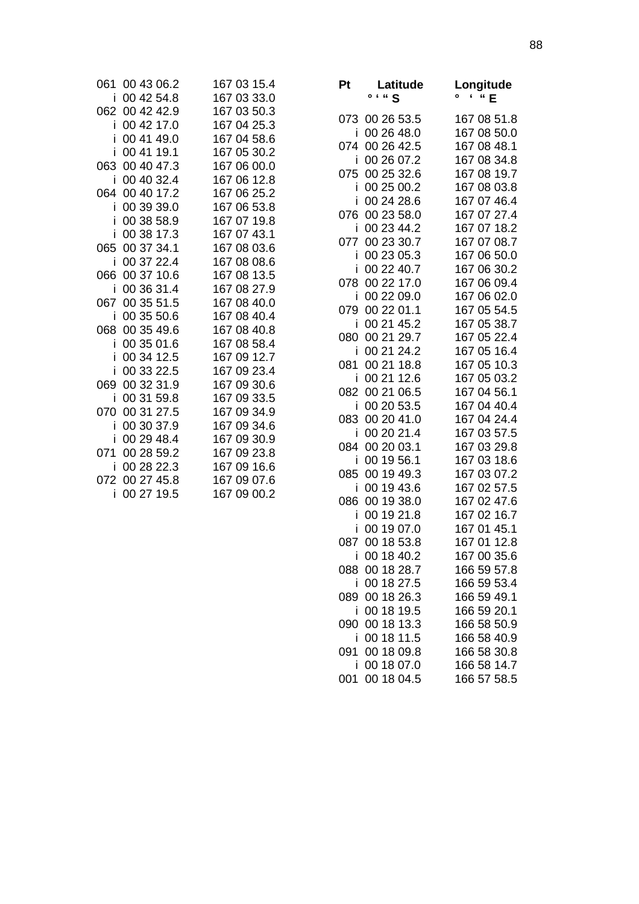| Pt | Latitude ° ' " S | Longitude ° ' " E |
|---|---|---|
| 061 | 00 43 06.2 | 167 03 15.4 |
| i | 00 42 54.8 | 167 03 33.0 |
| 062 | 00 42 42.9 | 167 03 50.3 |
| i | 00 42 17.0 | 167 04 25.3 |
| i | 00 41 49.0 | 167 04 58.6 |
| i | 00 41 19.1 | 167 05 30.2 |
| 063 | 00 40 47.3 | 167 06 00.0 |
| i | 00 40 32.4 | 167 06 12.8 |
| 064 | 00 40 17.2 | 167 06 25.2 |
| i | 00 39 39.0 | 167 06 53.8 |
| i | 00 38 58.9 | 167 07 19.8 |
| i | 00 38 17.3 | 167 07 43.1 |
| 065 | 00 37 34.1 | 167 08 03.6 |
| i | 00 37 22.4 | 167 08 08.6 |
| 066 | 00 37 10.6 | 167 08 13.5 |
| i | 00 36 31.4 | 167 08 27.9 |
| 067 | 00 35 51.5 | 167 08 40.0 |
| i | 00 35 50.6 | 167 08 40.4 |
| 068 | 00 35 49.6 | 167 08 40.8 |
| i | 00 35 01.6 | 167 08 58.4 |
| i | 00 34 12.5 | 167 09 12.7 |
| i | 00 33 22.5 | 167 09 23.4 |
| 069 | 00 32 31.9 | 167 09 30.6 |
| i | 00 31 59.8 | 167 09 33.5 |
| 070 | 00 31 27.5 | 167 09 34.9 |
| i | 00 30 37.9 | 167 09 34.6 |
| i | 00 29 48.4 | 167 09 30.9 |
| 071 | 00 28 59.2 | 167 09 23.8 |
| i | 00 28 22.3 | 167 09 16.6 |
| 072 | 00 27 45.8 | 167 09 07.6 |
| i | 00 27 19.5 | 167 09 00.2 |
| 073 | 00 26 53.5 | 167 08 51.8 |
| i | 00 26 48.0 | 167 08 50.0 |
| 074 | 00 26 42.5 | 167 08 48.1 |
| i | 00 26 07.2 | 167 08 34.8 |
| 075 | 00 25 32.6 | 167 08 19.7 |
| i | 00 25 00.2 | 167 08 03.8 |
| i | 00 24 28.6 | 167 07 46.4 |
| 076 | 00 23 58.0 | 167 07 27.4 |
| i | 00 23 44.2 | 167 07 18.2 |
| 077 | 00 23 30.7 | 167 07 08.7 |
| i | 00 23 05.3 | 167 06 50.0 |
| i | 00 22 40.7 | 167 06 30.2 |
| 078 | 00 22 17.0 | 167 06 09.4 |
| i | 00 22 09.0 | 167 06 02.0 |
| 079 | 00 22 01.1 | 167 05 54.5 |
| i | 00 21 45.2 | 167 05 38.7 |
| 080 | 00 21 29.7 | 167 05 22.4 |
| i | 00 21 24.2 | 167 05 16.4 |
| 081 | 00 21 18.8 | 167 05 10.3 |
| i | 00 21 12.6 | 167 05 03.2 |
| 082 | 00 21 06.5 | 167 04 56.1 |
| i | 00 20 53.5 | 167 04 40.4 |
| 083 | 00 20 41.0 | 167 04 24.4 |
| i | 00 20 21.4 | 167 03 57.5 |
| 084 | 00 20 03.1 | 167 03 29.8 |
| i | 00 19 56.1 | 167 03 18.6 |
| 085 | 00 19 49.3 | 167 03 07.2 |
| i | 00 19 43.6 | 167 02 57.5 |
| 086 | 00 19 38.0 | 167 02 47.6 |
| i | 00 19 21.8 | 167 02 16.7 |
| i | 00 19 07.0 | 167 01 45.1 |
| 087 | 00 18 53.8 | 167 01 12.8 |
| i | 00 18 40.2 | 167 00 35.6 |
| 088 | 00 18 28.7 | 166 59 57.8 |
| i | 00 18 27.5 | 166 59 53.4 |
| 089 | 00 18 26.3 | 166 59 49.1 |
| i | 00 18 19.5 | 166 59 20.1 |
| 090 | 00 18 13.3 | 166 58 50.9 |
| i | 00 18 11.5 | 166 58 40.9 |
| 091 | 00 18 09.8 | 166 58 30.8 |
| i | 00 18 07.0 | 166 58 14.7 |
| 001 | 00 18 04.5 | 166 57 58.5 |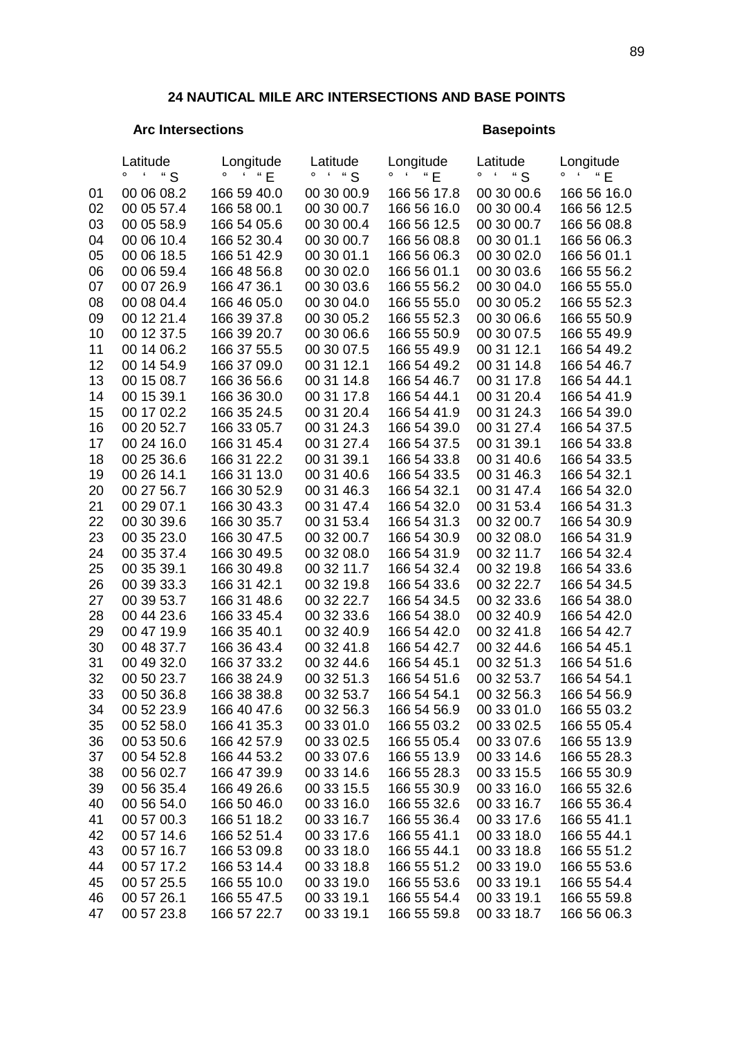## 24 NAUTICAL MILE ARC INTERSECTIONS AND BASE POINTS

| | **Arc Intersections** | | | | **Basepoints** | |
|---|---|---|---|---|---|---|
| | Latitude | Longitude | Latitude | Longitude | Latitude | Longitude |
| | ° ' " S | ° ' " E | ° ' " S | ° ' " E | ° ' " S | ° ' " E |
| 01 | 00 06 08.2 | 166 59 40.0 | 00 30 00.9 | 166 56 17.8 | 00 30 00.6 | 166 56 16.0 |
| 02 | 00 05 57.4 | 166 58 00.1 | 00 30 00.7 | 166 56 16.0 | 00 30 00.4 | 166 56 12.5 |
| 03 | 00 05 58.9 | 166 54 05.6 | 00 30 00.4 | 166 56 12.5 | 00 30 00.7 | 166 56 08.8 |
| 04 | 00 06 10.4 | 166 52 30.4 | 00 30 00.7 | 166 56 08.8 | 00 30 01.1 | 166 56 06.3 |
| 05 | 00 06 18.5 | 166 51 42.9 | 00 30 01.1 | 166 56 06.3 | 00 30 02.0 | 166 56 01.1 |
| 06 | 00 06 59.4 | 166 48 56.8 | 00 30 02.0 | 166 56 01.1 | 00 30 03.6 | 166 55 56.2 |
| 07 | 00 07 26.9 | 166 47 36.1 | 00 30 03.6 | 166 55 56.2 | 00 30 04.0 | 166 55 55.0 |
| 08 | 00 08 04.4 | 166 46 05.0 | 00 30 04.0 | 166 55 55.0 | 00 30 05.2 | 166 55 52.3 |
| 09 | 00 12 21.4 | 166 39 37.8 | 00 30 05.2 | 166 55 52.3 | 00 30 06.6 | 166 55 50.9 |
| 10 | 00 12 37.5 | 166 39 20.7 | 00 30 06.6 | 166 55 50.9 | 00 30 07.5 | 166 55 49.9 |
| 11 | 00 14 06.2 | 166 37 55.5 | 00 30 07.5 | 166 55 49.9 | 00 31 12.1 | 166 54 49.2 |
| 12 | 00 14 54.9 | 166 37 09.0 | 00 31 12.1 | 166 54 49.2 | 00 31 14.8 | 166 54 46.7 |
| 13 | 00 15 08.7 | 166 36 56.6 | 00 31 14.8 | 166 54 46.7 | 00 31 17.8 | 166 54 44.1 |
| 14 | 00 15 39.1 | 166 36 30.0 | 00 31 17.8 | 166 54 44.1 | 00 31 20.4 | 166 54 41.9 |
| 15 | 00 17 02.2 | 166 35 24.5 | 00 31 20.4 | 166 54 41.9 | 00 31 24.3 | 166 54 39.0 |
| 16 | 00 20 52.7 | 166 33 05.7 | 00 31 24.3 | 166 54 39.0 | 00 31 27.4 | 166 54 37.5 |
| 17 | 00 24 16.0 | 166 31 45.4 | 00 31 27.4 | 166 54 37.5 | 00 31 39.1 | 166 54 33.8 |
| 18 | 00 25 36.6 | 166 31 22.2 | 00 31 39.1 | 166 54 33.8 | 00 31 40.6 | 166 54 33.5 |
| 19 | 00 26 14.1 | 166 31 13.0 | 00 31 40.6 | 166 54 33.5 | 00 31 46.3 | 166 54 32.1 |
| 20 | 00 27 56.7 | 166 30 52.9 | 00 31 46.3 | 166 54 32.1 | 00 31 47.4 | 166 54 32.0 |
| 21 | 00 29 07.1 | 166 30 43.3 | 00 31 47.4 | 166 54 32.0 | 00 31 53.4 | 166 54 31.3 |
| 22 | 00 30 39.6 | 166 30 35.7 | 00 31 53.4 | 166 54 31.3 | 00 32 00.7 | 166 54 30.9 |
| 23 | 00 35 23.0 | 166 30 47.5 | 00 32 00.7 | 166 54 30.9 | 00 32 08.0 | 166 54 31.9 |
| 24 | 00 35 37.4 | 166 30 49.5 | 00 32 08.0 | 166 54 31.9 | 00 32 11.7 | 166 54 32.4 |
| 25 | 00 35 39.1 | 166 30 49.8 | 00 32 11.7 | 166 54 32.4 | 00 32 19.8 | 166 54 33.6 |
| 26 | 00 39 33.3 | 166 31 42.1 | 00 32 19.8 | 166 54 33.6 | 00 32 22.7 | 166 54 34.5 |
| 27 | 00 39 53.7 | 166 31 48.6 | 00 32 22.7 | 166 54 34.5 | 00 32 33.6 | 166 54 38.0 |
| 28 | 00 44 23.6 | 166 33 45.4 | 00 32 33.6 | 166 54 38.0 | 00 32 40.9 | 166 54 42.0 |
| 29 | 00 47 19.9 | 166 35 40.1 | 00 32 40.9 | 166 54 42.0 | 00 32 41.8 | 166 54 42.7 |
| 30 | 00 48 37.7 | 166 36 43.4 | 00 32 41.8 | 166 54 42.7 | 00 32 44.6 | 166 54 45.1 |
| 31 | 00 49 32.0 | 166 37 33.2 | 00 32 44.6 | 166 54 45.1 | 00 32 51.3 | 166 54 51.6 |
| 32 | 00 50 23.7 | 166 38 24.9 | 00 32 51.3 | 166 54 51.6 | 00 32 53.7 | 166 54 54.1 |
| 33 | 00 50 36.8 | 166 38 38.8 | 00 32 53.7 | 166 54 54.1 | 00 32 56.3 | 166 54 56.9 |
| 34 | 00 52 23.9 | 166 40 47.6 | 00 32 56.3 | 166 54 56.9 | 00 33 01.0 | 166 55 03.2 |
| 35 | 00 52 58.0 | 166 41 35.3 | 00 33 01.0 | 166 55 03.2 | 00 33 02.5 | 166 55 05.4 |
| 36 | 00 53 50.6 | 166 42 57.9 | 00 33 02.5 | 166 55 05.4 | 00 33 07.6 | 166 55 13.9 |
| 37 | 00 54 52.8 | 166 44 53.2 | 00 33 07.6 | 166 55 13.9 | 00 33 14.6 | 166 55 28.3 |
| 38 | 00 56 02.7 | 166 47 39.9 | 00 33 14.6 | 166 55 28.3 | 00 33 15.5 | 166 55 30.9 |
| 39 | 00 56 35.4 | 166 49 26.6 | 00 33 15.5 | 166 55 30.9 | 00 33 16.0 | 166 55 32.6 |
| 40 | 00 56 54.0 | 166 50 46.0 | 00 33 16.0 | 166 55 32.6 | 00 33 16.7 | 166 55 36.4 |
| 41 | 00 57 00.3 | 166 51 18.2 | 00 33 16.7 | 166 55 36.4 | 00 33 17.6 | 166 55 41.1 |
| 42 | 00 57 14.6 | 166 52 51.4 | 00 33 17.6 | 166 55 41.1 | 00 33 18.0 | 166 55 44.1 |
| 43 | 00 57 16.7 | 166 53 09.8 | 00 33 18.0 | 166 55 44.1 | 00 33 18.8 | 166 55 51.2 |
| 44 | 00 57 17.2 | 166 53 14.4 | 00 33 18.8 | 166 55 51.2 | 00 33 19.0 | 166 55 53.6 |
| 45 | 00 57 25.5 | 166 55 10.0 | 00 33 19.0 | 166 55 53.6 | 00 33 19.1 | 166 55 54.4 |
| 46 | 00 57 26.1 | 166 55 47.5 | 00 33 19.1 | 166 55 54.4 | 00 33 19.1 | 166 55 59.8 |
| 47 | 00 57 23.8 | 166 57 22.7 | 00 33 19.1 | 166 55 59.8 | 00 33 18.7 | 166 56 06.3 |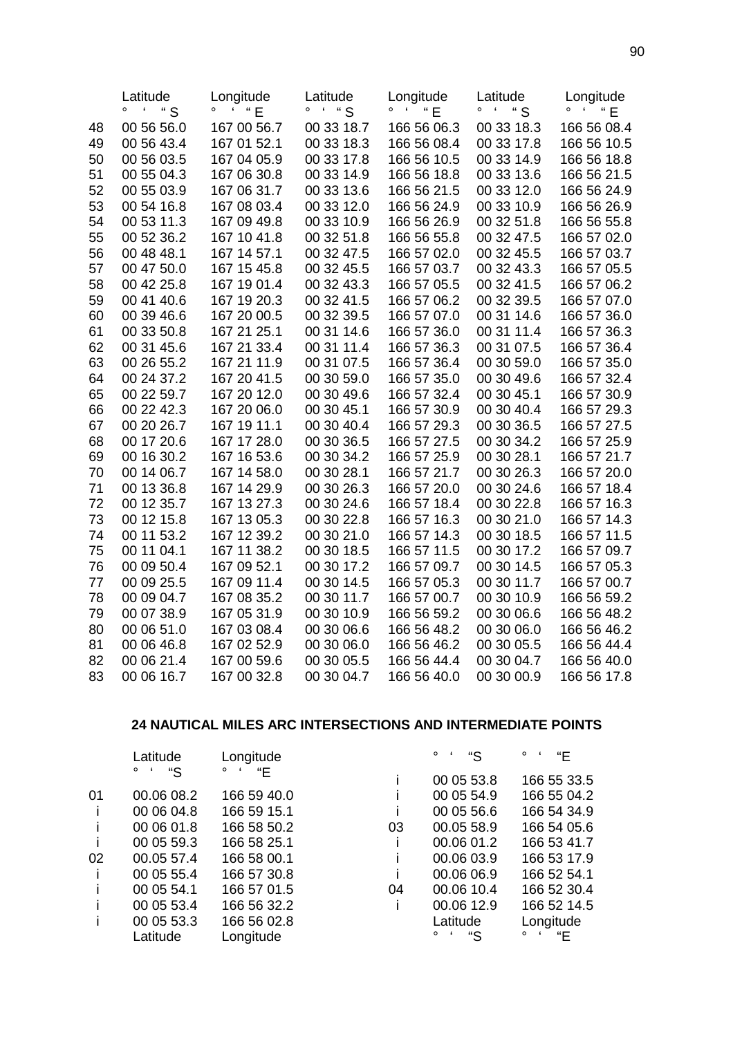| | Latitude | Longitude | Latitude | Longitude | Latitude | Longitude |
|---|---|---|---|---|---|---|
| | ° ' " S | ° ' " E | ° ' " S | ° ' " E | ° ' " S | ° ' " E |
| 48 | 00 56 56.0 | 167 00 56.7 | 00 33 18.7 | 166 56 06.3 | 00 33 18.3 | 166 56 08.4 |
| 49 | 00 56 43.4 | 167 01 52.1 | 00 33 18.3 | 166 56 08.4 | 00 33 17.8 | 166 56 10.5 |
| 50 | 00 56 03.5 | 167 04 05.9 | 00 33 17.8 | 166 56 10.5 | 00 33 14.9 | 166 56 18.8 |
| 51 | 00 55 04.3 | 167 06 30.8 | 00 33 14.9 | 166 56 18.8 | 00 33 13.6 | 166 56 21.5 |
| 52 | 00 55 03.9 | 167 06 31.7 | 00 33 13.6 | 166 56 21.5 | 00 33 12.0 | 166 56 24.9 |
| 53 | 00 54 16.8 | 167 08 03.4 | 00 33 12.0 | 166 56 24.9 | 00 33 10.9 | 166 56 26.9 |
| 54 | 00 53 11.3 | 167 09 49.8 | 00 33 10.9 | 166 56 26.9 | 00 32 51.8 | 166 56 55.8 |
| 55 | 00 52 36.2 | 167 10 41.8 | 00 32 51.8 | 166 56 55.8 | 00 32 47.5 | 166 57 02.0 |
| 56 | 00 48 48.1 | 167 14 57.1 | 00 32 47.5 | 166 57 02.0 | 00 32 45.5 | 166 57 03.7 |
| 57 | 00 47 50.0 | 167 15 45.8 | 00 32 45.5 | 166 57 03.7 | 00 32 43.3 | 166 57 05.5 |
| 58 | 00 42 25.8 | 167 19 01.4 | 00 32 43.3 | 166 57 05.5 | 00 32 41.5 | 166 57 06.2 |
| 59 | 00 41 40.6 | 167 19 20.3 | 00 32 41.5 | 166 57 06.2 | 00 32 39.5 | 166 57 07.0 |
| 60 | 00 39 46.6 | 167 20 00.5 | 00 32 39.5 | 166 57 07.0 | 00 31 14.6 | 166 57 36.0 |
| 61 | 00 33 50.8 | 167 21 25.1 | 00 31 14.6 | 166 57 36.0 | 00 31 11.4 | 166 57 36.3 |
| 62 | 00 31 45.6 | 167 21 33.4 | 00 31 11.4 | 166 57 36.3 | 00 31 07.5 | 166 57 36.4 |
| 63 | 00 26 55.2 | 167 21 11.9 | 00 31 07.5 | 166 57 36.4 | 00 30 59.0 | 166 57 35.0 |
| 64 | 00 24 37.2 | 167 20 41.5 | 00 30 59.0 | 166 57 35.0 | 00 30 49.6 | 166 57 32.4 |
| 65 | 00 22 59.7 | 167 20 12.0 | 00 30 49.6 | 166 57 32.4 | 00 30 45.1 | 166 57 30.9 |
| 66 | 00 22 42.3 | 167 20 06.0 | 00 30 45.1 | 166 57 30.9 | 00 30 40.4 | 166 57 29.3 |
| 67 | 00 20 26.7 | 167 19 11.1 | 00 30 40.4 | 166 57 29.3 | 00 30 36.5 | 166 57 27.5 |
| 68 | 00 17 20.6 | 167 17 28.0 | 00 30 36.5 | 166 57 27.5 | 00 30 34.2 | 166 57 25.9 |
| 69 | 00 16 30.2 | 167 16 53.6 | 00 30 34.2 | 166 57 25.9 | 00 30 28.1 | 166 57 21.7 |
| 70 | 00 14 06.7 | 167 14 58.0 | 00 30 28.1 | 166 57 21.7 | 00 30 26.3 | 166 57 20.0 |
| 71 | 00 13 36.8 | 167 14 29.9 | 00 30 26.3 | 166 57 20.0 | 00 30 24.6 | 166 57 18.4 |
| 72 | 00 12 35.7 | 167 13 27.3 | 00 30 24.6 | 166 57 18.4 | 00 30 22.8 | 166 57 16.3 |
| 73 | 00 12 15.8 | 167 13 05.3 | 00 30 22.8 | 166 57 16.3 | 00 30 21.0 | 166 57 14.3 |
| 74 | 00 11 53.2 | 167 12 39.2 | 00 30 21.0 | 166 57 14.3 | 00 30 18.5 | 166 57 11.5 |
| 75 | 00 11 04.1 | 167 11 38.2 | 00 30 18.5 | 166 57 11.5 | 00 30 17.2 | 166 57 09.7 |
| 76 | 00 09 50.4 | 167 09 52.1 | 00 30 17.2 | 166 57 09.7 | 00 30 14.5 | 166 57 05.3 |
| 77 | 00 09 25.5 | 167 09 11.4 | 00 30 14.5 | 166 57 05.3 | 00 30 11.7 | 166 57 00.7 |
| 78 | 00 09 04.7 | 167 08 35.2 | 00 30 11.7 | 166 57 00.7 | 00 30 10.9 | 166 56 59.2 |
| 79 | 00 07 38.9 | 167 05 31.9 | 00 30 10.9 | 166 56 59.2 | 00 30 06.6 | 166 56 48.2 |
| 80 | 00 06 51.0 | 167 03 08.4 | 00 30 06.6 | 166 56 48.2 | 00 30 06.0 | 166 56 46.2 |
| 81 | 00 06 46.8 | 167 02 52.9 | 00 30 06.0 | 166 56 46.2 | 00 30 05.5 | 166 56 44.4 |
| 82 | 00 06 21.4 | 167 00 59.6 | 00 30 05.5 | 166 56 44.4 | 00 30 04.7 | 166 56 40.0 |
| 83 | 00 06 16.7 | 167 00 32.8 | 00 30 04.7 | 166 56 40.0 | 00 30 00.9 | 166 56 17.8 |

## 24 NAUTICAL MILES ARC INTERSECTIONS AND INTERMEDIATE POINTS

| | Latitude | Longitude |
|---|---|---|
| | ° ' "S | ° ' "E |
| 01 | 00.06 08.2 | 166 59 40.0 |
| i | 00 06 04.8 | 166 59 15.1 |
| i | 00 06 01.8 | 166 58 50.2 |
| i | 00 05 59.3 | 166 58 25.1 |
| 02 | 00.05 57.4 | 166 58 00.1 |
| i | 00 05 55.4 | 166 57 30.8 |
| i | 00 05 54.1 | 166 57 01.5 |
| i | 00 05 53.4 | 166 56 32.2 |
| i | 00 05 53.3 | 166 56 02.8 |
| | Latitude | Longitude |

| | ° ' "S | ° ' "E |
|---|---|---|
| i | 00 05 53.8 | 166 55 33.5 |
| i | 00 05 54.9 | 166 55 04.2 |
| i | 00 05 56.6 | 166 54 34.9 |
| 03 | 00.05 58.9 | 166 54 05.6 |
| i | 00.06 01.2 | 166 53 41.7 |
| i | 00.06 03.9 | 166 53 17.9 |
| i | 00.06 06.9 | 166 52 54.1 |
| 04 | 00.06 10.4 | 166 52 30.4 |
| i | 00.06 12.9 | 166 52 14.5 |
| | Latitude | Longitude |
| | ° ' "S | ° ' "E |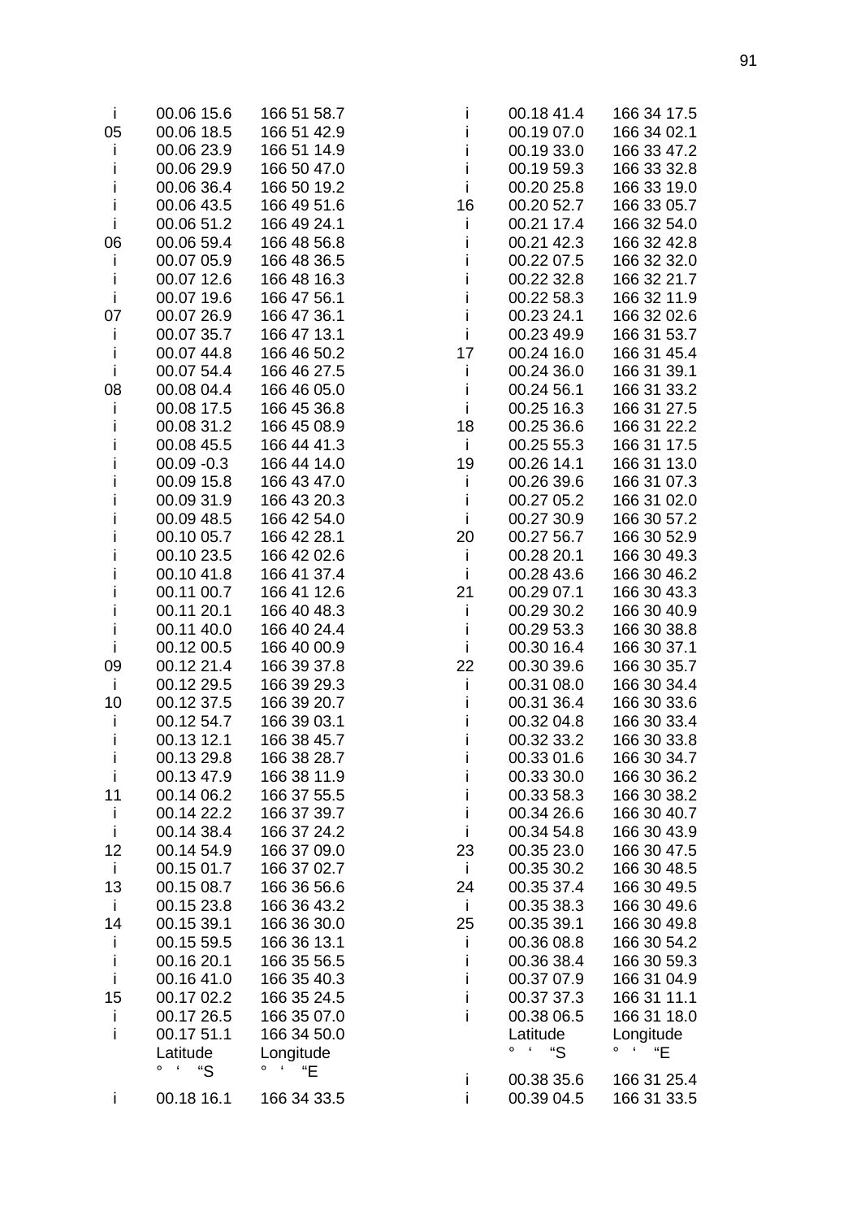| | | |
|---|---|---|
| i | 00.06 15.6 | 166 51 58.7 |
| 05 | 00.06 18.5 | 166 51 42.9 |
| i | 00.06 23.9 | 166 51 14.9 |
| i | 00.06 29.9 | 166 50 47.0 |
| i | 00.06 36.4 | 166 50 19.2 |
| i | 00.06 43.5 | 166 49 51.6 |
| i | 00.06 51.2 | 166 49 24.1 |
| 06 | 00.06 59.4 | 166 48 56.8 |
| i | 00.07 05.9 | 166 48 36.5 |
| i | 00.07 12.6 | 166 48 16.3 |
| i | 00.07 19.6 | 166 47 56.1 |
| 07 | 00.07 26.9 | 166 47 36.1 |
| i | 00.07 35.7 | 166 47 13.1 |
| i | 00.07 44.8 | 166 46 50.2 |
| i | 00.07 54.4 | 166 46 27.5 |
| 08 | 00.08 04.4 | 166 46 05.0 |
| i | 00.08 17.5 | 166 45 36.8 |
| i | 00.08 31.2 | 166 45 08.9 |
| i | 00.08 45.5 | 166 44 41.3 |
| i | 00.09 -0.3 | 166 44 14.0 |
| i | 00.09 15.8 | 166 43 47.0 |
| i | 00.09 31.9 | 166 43 20.3 |
| i | 00.09 48.5 | 166 42 54.0 |
| i | 00.10 05.7 | 166 42 28.1 |
| i | 00.10 23.5 | 166 42 02.6 |
| i | 00.10 41.8 | 166 41 37.4 |
| i | 00.11 00.7 | 166 41 12.6 |
| i | 00.11 20.1 | 166 40 48.3 |
| i | 00.11 40.0 | 166 40 24.4 |
| i | 00.12 00.5 | 166 40 00.9 |
| 09 | 00.12 21.4 | 166 39 37.8 |
| i | 00.12 29.5 | 166 39 29.3 |
| 10 | 00.12 37.5 | 166 39 20.7 |
| i | 00.12 54.7 | 166 39 03.1 |
| i | 00.13 12.1 | 166 38 45.7 |
| i | 00.13 29.8 | 166 38 28.7 |
| i | 00.13 47.9 | 166 38 11.9 |
| 11 | 00.14 06.2 | 166 37 55.5 |
| i | 00.14 22.2 | 166 37 39.7 |
| i | 00.14 38.4 | 166 37 24.2 |
| 12 | 00.14 54.9 | 166 37 09.0 |
| i | 00.15 01.7 | 166 37 02.7 |
| 13 | 00.15 08.7 | 166 36 56.6 |
| i | 00.15 23.8 | 166 36 43.2 |
| 14 | 00.15 39.1 | 166 36 30.0 |
| i | 00.15 59.5 | 166 36 13.1 |
| i | 00.16 20.1 | 166 35 56.5 |
| i | 00.16 41.0 | 166 35 40.3 |
| 15 | 00.17 02.2 | 166 35 24.5 |
| i | 00.17 26.5 | 166 35 07.0 |
| i | 00.17 51.1 | 166 34 50.0 |
| | Latitude ° ' "S | Longitude ° ' "E |
| i | 00.18 16.1 | 166 34 33.5 |
| i | 00.18 41.4 | 166 34 17.5 |
| i | 00.19 07.0 | 166 34 02.1 |
| i | 00.19 33.0 | 166 33 47.2 |
| i | 00.19 59.3 | 166 33 32.8 |
| i | 00.20 25.8 | 166 33 19.0 |
| 16 | 00.20 52.7 | 166 33 05.7 |
| i | 00.21 17.4 | 166 32 54.0 |
| i | 00.21 42.3 | 166 32 42.8 |
| i | 00.22 07.5 | 166 32 32.0 |
| i | 00.22 32.8 | 166 32 21.7 |
| i | 00.22 58.3 | 166 32 11.9 |
| i | 00.23 24.1 | 166 32 02.6 |
| i | 00.23 49.9 | 166 31 53.7 |
| 17 | 00.24 16.0 | 166 31 45.4 |
| i | 00.24 36.0 | 166 31 39.1 |
| i | 00.24 56.1 | 166 31 33.2 |
| i | 00.25 16.3 | 166 31 27.5 |
| 18 | 00.25 36.6 | 166 31 22.2 |
| i | 00.25 55.3 | 166 31 17.5 |
| 19 | 00.26 14.1 | 166 31 13.0 |
| i | 00.26 39.6 | 166 31 07.3 |
| i | 00.27 05.2 | 166 31 02.0 |
| i | 00.27 30.9 | 166 30 57.2 |
| 20 | 00.27 56.7 | 166 30 52.9 |
| i | 00.28 20.1 | 166 30 49.3 |
| i | 00.28 43.6 | 166 30 46.2 |
| 21 | 00.29 07.1 | 166 30 43.3 |
| i | 00.29 30.2 | 166 30 40.9 |
| i | 00.29 53.3 | 166 30 38.8 |
| i | 00.30 16.4 | 166 30 37.1 |
| 22 | 00.30 39.6 | 166 30 35.7 |
| i | 00.31 08.0 | 166 30 34.4 |
| i | 00.31 36.4 | 166 30 33.6 |
| i | 00.32 04.8 | 166 30 33.4 |
| i | 00.32 33.2 | 166 30 33.8 |
| i | 00.33 01.6 | 166 30 34.7 |
| i | 00.33 30.0 | 166 30 36.2 |
| i | 00.33 58.3 | 166 30 38.2 |
| i | 00.34 26.6 | 166 30 40.7 |
| i | 00.34 54.8 | 166 30 43.9 |
| 23 | 00.35 23.0 | 166 30 47.5 |
| i | 00.35 30.2 | 166 30 48.5 |
| 24 | 00.35 37.4 | 166 30 49.5 |
| i | 00.35 38.3 | 166 30 49.6 |
| 25 | 00.35 39.1 | 166 30 49.8 |
| i | 00.36 08.8 | 166 30 54.2 |
| i | 00.36 38.4 | 166 30 59.3 |
| i | 00.37 07.9 | 166 31 04.9 |
| i | 00.37 37.3 | 166 31 11.1 |
| i | 00.38 06.5 | 166 31 18.0 |
| | Latitude ° ' "S | Longitude ° ' "E |
| i | 00.38 35.6 | 166 31 25.4 |
| i | 00.39 04.5 | 166 31 33.5 |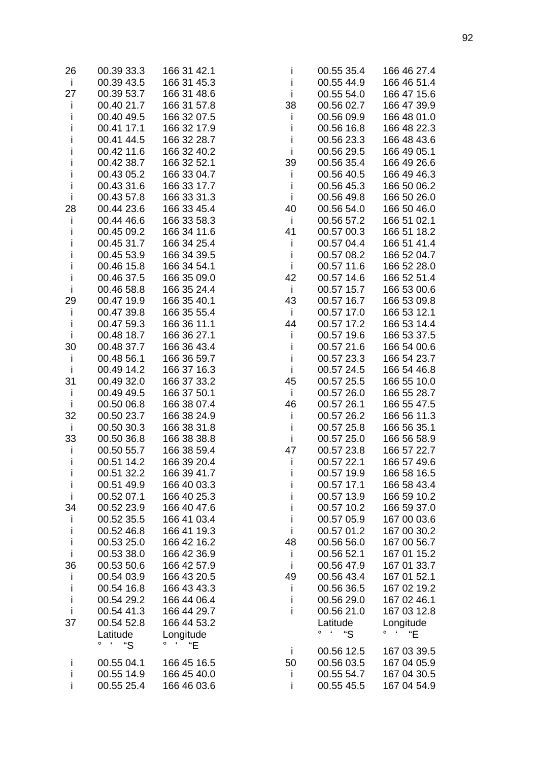| | Latitude ° ' "S | Longitude ° ' "E |
|---|---|---|
| 26 | 00.39 33.3 | 166 31 42.1 |
| i | 00.39 43.5 | 166 31 45.3 |
| 27 | 00.39 53.7 | 166 31 48.6 |
| i | 00.40 21.7 | 166 31 57.8 |
| i | 00.40 49.5 | 166 32 07.5 |
| i | 00.41 17.1 | 166 32 17.9 |
| i | 00.41 44.5 | 166 32 28.7 |
| i | 00.42 11.6 | 166 32 40.2 |
| i | 00.42 38.7 | 166 32 52.1 |
| i | 00.43 05.2 | 166 33 04.7 |
| i | 00.43 31.6 | 166 33 17.7 |
| i | 00.43 57.8 | 166 33 31.3 |
| 28 | 00.44 23.6 | 166 33 45.4 |
| i | 00.44 46.6 | 166 33 58.3 |
| i | 00.45 09.2 | 166 34 11.6 |
| i | 00.45 31.7 | 166 34 25.4 |
| i | 00.45 53.9 | 166 34 39.5 |
| i | 00.46 15.8 | 166 34 54.1 |
| i | 00.46 37.5 | 166 35 09.0 |
| i | 00.46 58.8 | 166 35 24.4 |
| 29 | 00.47 19.9 | 166 35 40.1 |
| i | 00.47 39.8 | 166 35 55.4 |
| i | 00.47 59.3 | 166 36 11.1 |
| i | 00.48 18.7 | 166 36 27.1 |
| 30 | 00.48 37.7 | 166 36 43.4 |
| i | 00.48 56.1 | 166 36 59.7 |
| i | 00.49 14.2 | 166 37 16.3 |
| 31 | 00.49 32.0 | 166 37 33.2 |
| i | 00.49 49.5 | 166 37 50.1 |
| i | 00.50 06.8 | 166 38 07.4 |
| 32 | 00.50 23.7 | 166 38 24.9 |
| i | 00.50 30.3 | 166 38 31.8 |
| 33 | 00.50 36.8 | 166 38 38.8 |
| i | 00.50 55.7 | 166 38 59.4 |
| i | 00.51 14.2 | 166 39 20.4 |
| i | 00.51 32.2 | 166 39 41.7 |
| i | 00.51 49.9 | 166 40 03.3 |
| i | 00.52 07.1 | 166 40 25.3 |
| 34 | 00.52 23.9 | 166 40 47.6 |
| i | 00.52 35.5 | 166 41 03.4 |
| i | 00.52 46.8 | 166 41 19.3 |
| i | 00.53 25.0 | 166 42 16.2 |
| i | 00.53 38.0 | 166 42 36.9 |
| 36 | 00.53 50.6 | 166 42 57.9 |
| i | 00.54 03.9 | 166 43 20.5 |
| i | 00.54 16.8 | 166 43 43.3 |
| i | 00.54 29.2 | 166 44 06.4 |
| i | 00.54 41.3 | 166 44 29.7 |
| 37 | 00.54 52.8 | 166 44 53.2 |
| i | 00.55 04.1 | 166 45 16.5 |
| i | 00.55 14.9 | 166 45 40.0 |
| i | 00.55 25.4 | 166 46 03.6 |

| | Latitude ° ' "S | Longitude ° ' "E |
|---|---|---|
| i | 00.55 35.4 | 166 46 27.4 |
| i | 00.55 44.9 | 166 46 51.4 |
| i | 00.55 54.0 | 166 47 15.6 |
| 38 | 00.56 02.7 | 166 47 39.9 |
| i | 00.56 09.9 | 166 48 01.0 |
| i | 00.56 16.8 | 166 48 22.3 |
| i | 00.56 23.3 | 166 48 43.6 |
| i | 00.56 29.5 | 166 49 05.1 |
| 39 | 00.56 35.4 | 166 49 26.6 |
| i | 00.56 40.5 | 166 49 46.3 |
| i | 00.56 45.3 | 166 50 06.2 |
| i | 00.56 49.8 | 166 50 26.0 |
| 40 | 00.56 54.0 | 166 50 46.0 |
| i | 00.56 57.2 | 166 51 02.1 |
| 41 | 00.57 00.3 | 166 51 18.2 |
| i | 00.57 04.4 | 166 51 41.4 |
| i | 00.57 08.2 | 166 52 04.7 |
| i | 00.57 11.6 | 166 52 28.0 |
| 42 | 00.57 14.6 | 166 52 51.4 |
| i | 00.57 15.7 | 166 53 00.6 |
| 43 | 00.57 16.7 | 166 53 09.8 |
| i | 00.57 17.0 | 166 53 12.1 |
| 44 | 00.57 17.2 | 166 53 14.4 |
| i | 00.57 19.6 | 166 53 37.5 |
| i | 00.57 21.6 | 166 54 00.6 |
| i | 00.57 23.3 | 166 54 23.7 |
| i | 00.57 24.5 | 166 54 46.8 |
| 45 | 00.57 25.5 | 166 55 10.0 |
| i | 00.57 26.0 | 166 55 28.7 |
| 46 | 00.57 26.1 | 166 55 47.5 |
| i | 00.57 26.2 | 166 56 11.3 |
| i | 00.57 25.8 | 166 56 35.1 |
| i | 00.57 25.0 | 166 56 58.9 |
| 47 | 00.57 23.8 | 166 57 22.7 |
| i | 00.57 22.1 | 166 57 49.6 |
| i | 00.57 19.9 | 166 58 16.5 |
| i | 00.57 17.1 | 166 58 43.4 |
| i | 00.57 13.9 | 166 59 10.2 |
| i | 00.57 10.2 | 166 59 37.0 |
| i | 00.57 05.9 | 167 00 03.6 |
| i | 00.57 01.2 | 167 00 30.2 |
| 48 | 00.56 56.0 | 167 00 56.7 |
| i | 00.56 52.1 | 167 01 15.2 |
| i | 00.56 47.9 | 167 01 33.7 |
| 49 | 00.56 43.4 | 167 01 52.1 |
| i | 00.56 36.5 | 167 02 19.2 |
| i | 00.56 29.0 | 167 02 46.1 |
| i | 00.56 21.0 | 167 03 12.8 |
| i | 00.56 12.5 | 167 03 39.5 |
| 50 | 00.56 03.5 | 167 04 05.9 |
| i | 00.55 54.7 | 167 04 30.5 |
| i | 00.55 45.5 | 167 04 54.9 |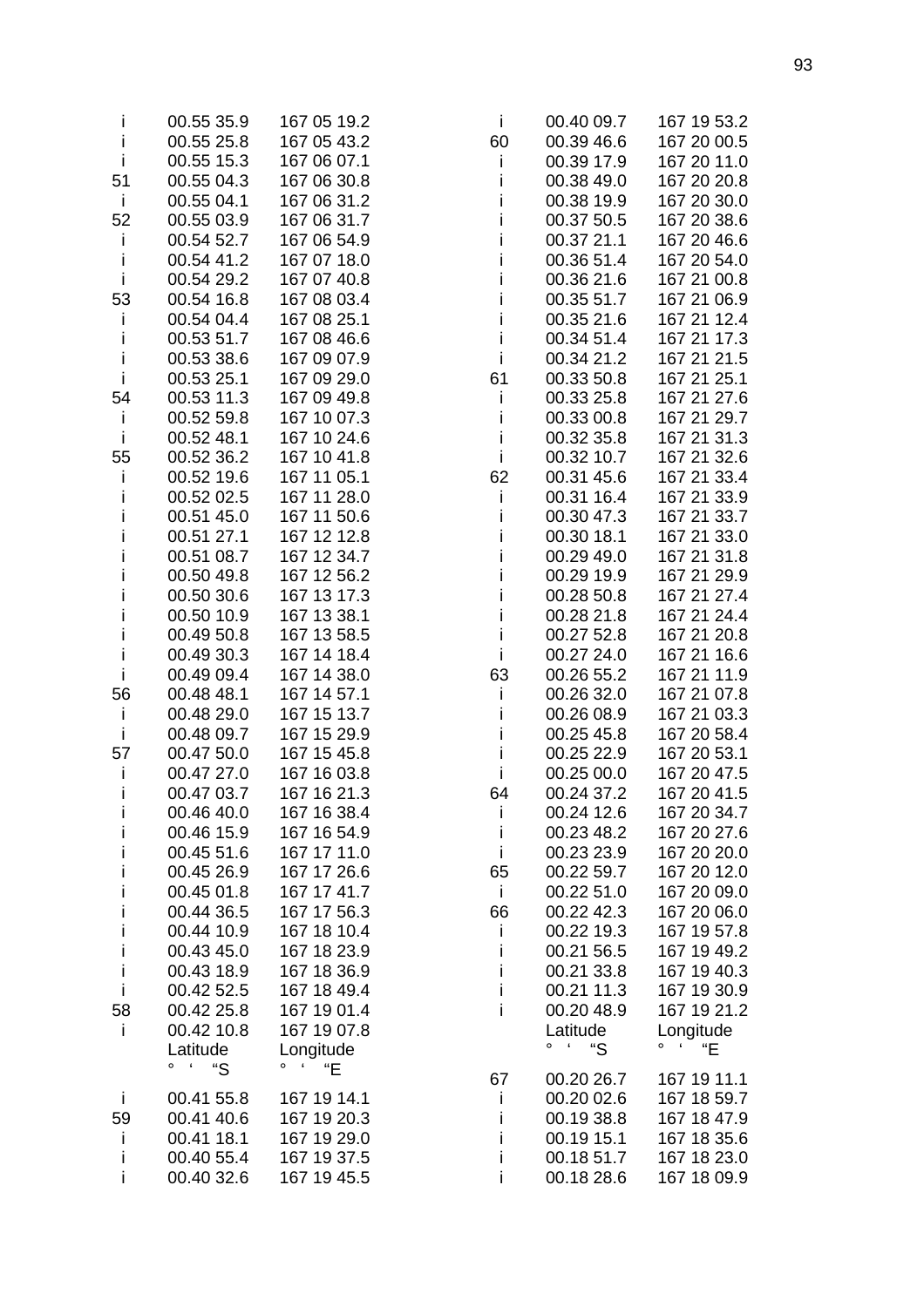| | | |
|---|---|---|
| i | 00.55 35.9 | 167 05 19.2 |
| i | 00.55 25.8 | 167 05 43.2 |
| i | 00.55 15.3 | 167 06 07.1 |
| 51 | 00.55 04.3 | 167 06 30.8 |
| i | 00.55 04.1 | 167 06 31.2 |
| 52 | 00.55 03.9 | 167 06 31.7 |
| i | 00.54 52.7 | 167 06 54.9 |
| i | 00.54 41.2 | 167 07 18.0 |
| i | 00.54 29.2 | 167 07 40.8 |
| 53 | 00.54 16.8 | 167 08 03.4 |
| i | 00.54 04.4 | 167 08 25.1 |
| i | 00.53 51.7 | 167 08 46.6 |
| i | 00.53 38.6 | 167 09 07.9 |
| i | 00.53 25.1 | 167 09 29.0 |
| 54 | 00.53 11.3 | 167 09 49.8 |
| i | 00.52 59.8 | 167 10 07.3 |
| i | 00.52 48.1 | 167 10 24.6 |
| 55 | 00.52 36.2 | 167 10 41.8 |
| i | 00.52 19.6 | 167 11 05.1 |
| i | 00.52 02.5 | 167 11 28.0 |
| i | 00.51 45.0 | 167 11 50.6 |
| i | 00.51 27.1 | 167 12 12.8 |
| i | 00.51 08.7 | 167 12 34.7 |
| i | 00.50 49.8 | 167 12 56.2 |
| i | 00.50 30.6 | 167 13 17.3 |
| i | 00.50 10.9 | 167 13 38.1 |
| i | 00.49 50.8 | 167 13 58.5 |
| i | 00.49 30.3 | 167 14 18.4 |
| i | 00.49 09.4 | 167 14 38.0 |
| 56 | 00.48 48.1 | 167 14 57.1 |
| i | 00.48 29.0 | 167 15 13.7 |
| i | 00.48 09.7 | 167 15 29.9 |
| 57 | 00.47 50.0 | 167 15 45.8 |
| i | 00.47 27.0 | 167 16 03.8 |
| i | 00.47 03.7 | 167 16 21.3 |
| i | 00.46 40.0 | 167 16 38.4 |
| i | 00.46 15.9 | 167 16 54.9 |
| i | 00.45 51.6 | 167 17 11.0 |
| i | 00.45 26.9 | 167 17 26.6 |
| i | 00.45 01.8 | 167 17 41.7 |
| i | 00.44 36.5 | 167 17 56.3 |
| i | 00.44 10.9 | 167 18 10.4 |
| i | 00.43 45.0 | 167 18 23.9 |
| i | 00.43 18.9 | 167 18 36.9 |
| i | 00.42 52.5 | 167 18 49.4 |
| 58 | 00.42 25.8 | 167 19 01.4 |
| i | 00.42 10.8 | 167 19 07.8 |
| | Latitude ° ‘ “S | Longitude ° ‘ “E |
| i | 00.41 55.8 | 167 19 14.1 |
| 59 | 00.41 40.6 | 167 19 20.3 |
| i | 00.41 18.1 | 167 19 29.0 |
| i | 00.40 55.4 | 167 19 37.5 |
| i | 00.40 32.6 | 167 19 45.5 |
| i | 00.40 09.7 | 167 19 53.2 |
| 60 | 00.39 46.6 | 167 20 00.5 |
| i | 00.39 17.9 | 167 20 11.0 |
| i | 00.38 49.0 | 167 20 20.8 |
| i | 00.38 19.9 | 167 20 30.0 |
| i | 00.37 50.5 | 167 20 38.6 |
| i | 00.37 21.1 | 167 20 46.6 |
| i | 00.36 51.4 | 167 20 54.0 |
| i | 00.36 21.6 | 167 21 00.8 |
| i | 00.35 51.7 | 167 21 06.9 |
| i | 00.35 21.6 | 167 21 12.4 |
| i | 00.34 51.4 | 167 21 17.3 |
| i | 00.34 21.2 | 167 21 21.5 |
| 61 | 00.33 50.8 | 167 21 25.1 |
| i | 00.33 25.8 | 167 21 27.6 |
| i | 00.33 00.8 | 167 21 29.7 |
| i | 00.32 35.8 | 167 21 31.3 |
| i | 00.32 10.7 | 167 21 32.6 |
| 62 | 00.31 45.6 | 167 21 33.4 |
| i | 00.31 16.4 | 167 21 33.9 |
| i | 00.30 47.3 | 167 21 33.7 |
| i | 00.30 18.1 | 167 21 33.0 |
| i | 00.29 49.0 | 167 21 31.8 |
| i | 00.29 19.9 | 167 21 29.9 |
| i | 00.28 50.8 | 167 21 27.4 |
| i | 00.28 21.8 | 167 21 24.4 |
| i | 00.27 52.8 | 167 21 20.8 |
| i | 00.27 24.0 | 167 21 16.6 |
| 63 | 00.26 55.2 | 167 21 11.9 |
| i | 00.26 32.0 | 167 21 07.8 |
| i | 00.26 08.9 | 167 21 03.3 |
| i | 00.25 45.8 | 167 20 58.4 |
| i | 00.25 22.9 | 167 20 53.1 |
| i | 00.25 00.0 | 167 20 47.5 |
| 64 | 00.24 37.2 | 167 20 41.5 |
| i | 00.24 12.6 | 167 20 34.7 |
| i | 00.23 48.2 | 167 20 27.6 |
| i | 00.23 23.9 | 167 20 20.0 |
| 65 | 00.22 59.7 | 167 20 12.0 |
| i | 00.22 51.0 | 167 20 09.0 |
| 66 | 00.22 42.3 | 167 20 06.0 |
| i | 00.22 19.3 | 167 19 57.8 |
| i | 00.21 56.5 | 167 19 49.2 |
| i | 00.21 33.8 | 167 19 40.3 |
| i | 00.21 11.3 | 167 19 30.9 |
| i | 00.20 48.9 | 167 19 21.2 |
| | Latitude ° ‘ “S | Longitude ° ‘ “E |
| 67 | 00.20 26.7 | 167 19 11.1 |
| i | 00.20 02.6 | 167 18 59.7 |
| i | 00.19 38.8 | 167 18 47.9 |
| i | 00.19 15.1 | 167 18 35.6 |
| i | 00.18 51.7 | 167 18 23.0 |
| i | 00.18 28.6 | 167 18 09.9 |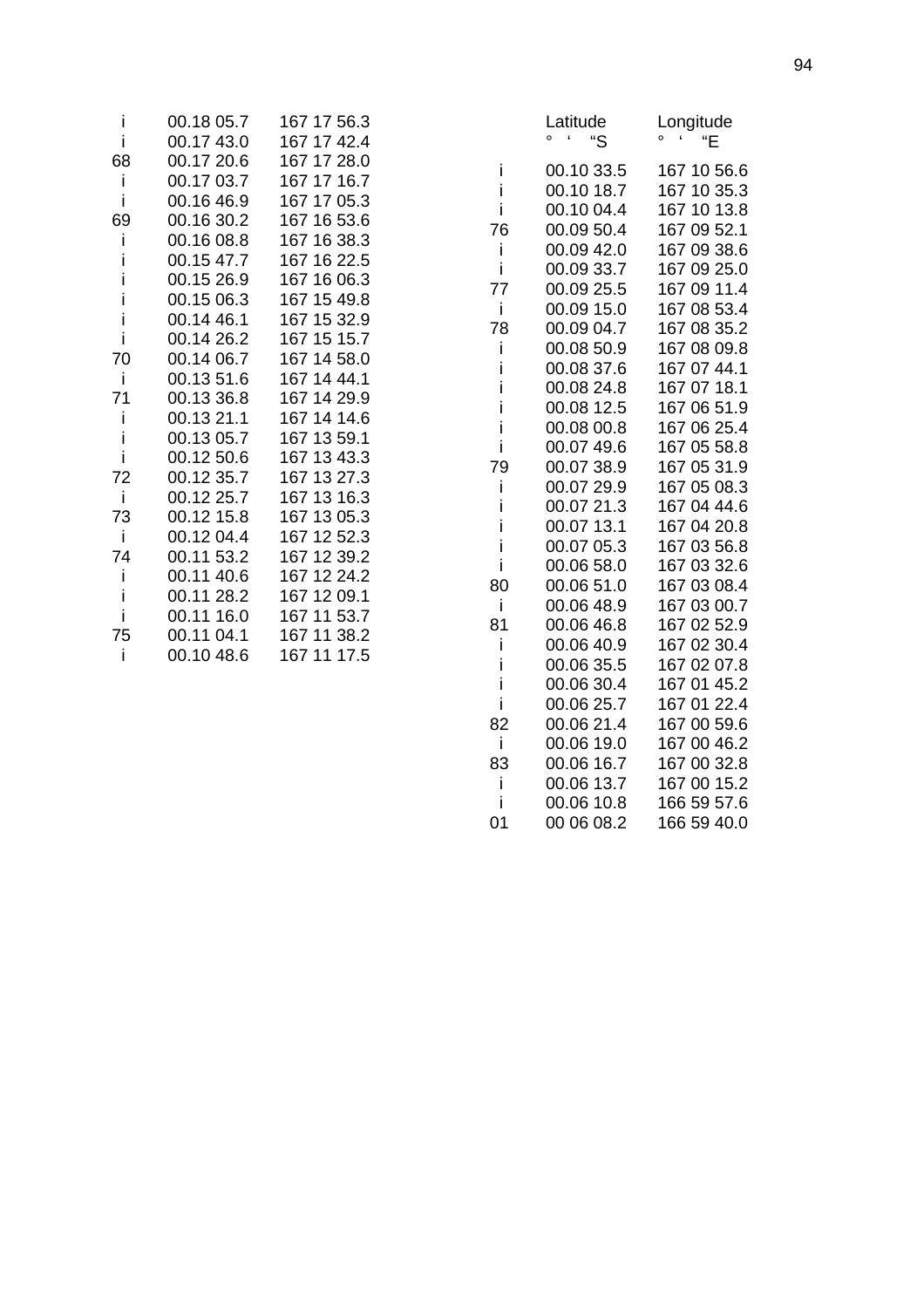| | Latitude ° ' "S | Longitude ° ' "E |
|---|---|---|
| i | 00.18 05.7 | 167 17 56.3 |
| i | 00.17 43.0 | 167 17 42.4 |
| 68 | 00.17 20.6 | 167 17 28.0 |
| i | 00.17 03.7 | 167 17 16.7 |
| i | 00.16 46.9 | 167 17 05.3 |
| 69 | 00.16 30.2 | 167 16 53.6 |
| i | 00.16 08.8 | 167 16 38.3 |
| i | 00.15 47.7 | 167 16 22.5 |
| i | 00.15 26.9 | 167 16 06.3 |
| i | 00.15 06.3 | 167 15 49.8 |
| i | 00.14 46.1 | 167 15 32.9 |
| i | 00.14 26.2 | 167 15 15.7 |
| 70 | 00.14 06.7 | 167 14 58.0 |
| i | 00.13 51.6 | 167 14 44.1 |
| 71 | 00.13 36.8 | 167 14 29.9 |
| i | 00.13 21.1 | 167 14 14.6 |
| i | 00.13 05.7 | 167 13 59.1 |
| i | 00.12 50.6 | 167 13 43.3 |
| 72 | 00.12 35.7 | 167 13 27.3 |
| i | 00.12 25.7 | 167 13 16.3 |
| 73 | 00.12 15.8 | 167 13 05.3 |
| i | 00.12 04.4 | 167 12 52.3 |
| 74 | 00.11 53.2 | 167 12 39.2 |
| i | 00.11 40.6 | 167 12 24.2 |
| i | 00.11 28.2 | 167 12 09.1 |
| i | 00.11 16.0 | 167 11 53.7 |
| 75 | 00.11 04.1 | 167 11 38.2 |
| i | 00.10 48.6 | 167 11 17.5 |
| i | 00.10 33.5 | 167 10 56.6 |
| i | 00.10 18.7 | 167 10 35.3 |
| i | 00.10 04.4 | 167 10 13.8 |
| 76 | 00.09 50.4 | 167 09 52.1 |
| i | 00.09 42.0 | 167 09 38.6 |
| i | 00.09 33.7 | 167 09 25.0 |
| 77 | 00.09 25.5 | 167 09 11.4 |
| i | 00.09 15.0 | 167 08 53.4 |
| 78 | 00.09 04.7 | 167 08 35.2 |
| i | 00.08 50.9 | 167 08 09.8 |
| i | 00.08 37.6 | 167 07 44.1 |
| i | 00.08 24.8 | 167 07 18.1 |
| i | 00.08 12.5 | 167 06 51.9 |
| i | 00.08 00.8 | 167 06 25.4 |
| i | 00.07 49.6 | 167 05 58.8 |
| 79 | 00.07 38.9 | 167 05 31.9 |
| i | 00.07 29.9 | 167 05 08.3 |
| i | 00.07 21.3 | 167 04 44.6 |
| i | 00.07 13.1 | 167 04 20.8 |
| i | 00.07 05.3 | 167 03 56.8 |
| i | 00.06 58.0 | 167 03 32.6 |
| 80 | 00.06 51.0 | 167 03 08.4 |
| i | 00.06 48.9 | 167 03 00.7 |
| 81 | 00.06 46.8 | 167 02 52.9 |
| i | 00.06 40.9 | 167 02 30.4 |
| i | 00.06 35.5 | 167 02 07.8 |
| i | 00.06 30.4 | 167 01 45.2 |
| i | 00.06 25.7 | 167 01 22.4 |
| 82 | 00.06 21.4 | 167 00 59.6 |
| i | 00.06 19.0 | 167 00 46.2 |
| 83 | 00.06 16.7 | 167 00 32.8 |
| i | 00.06 13.7 | 167 00 15.2 |
| i | 00.06 10.8 | 166 59 57.6 |
| 01 | 00 06 08.2 | 166 59 40.0 |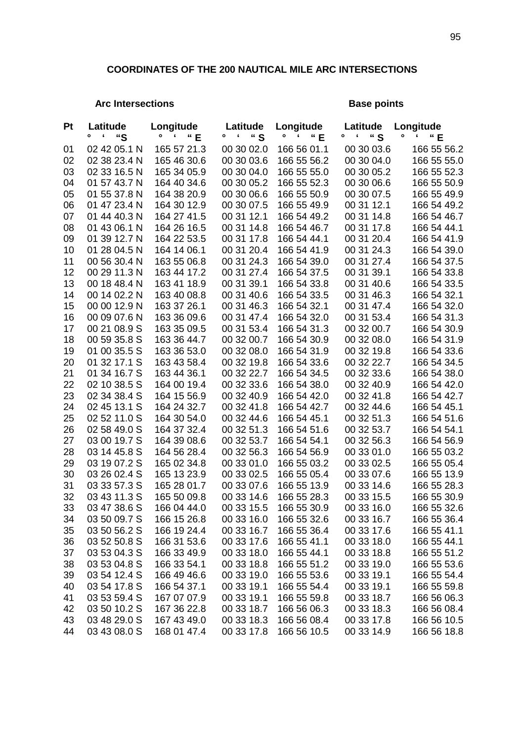## COORDINATES OF THE 200 NAUTICAL MILE ARC INTERSECTIONS

| Pt | Arc Intersections | | Base points | | | |
|---|---|---|---|---|---|---|
| | Latitude | Longitude | Latitude | Longitude | Latitude | Longitude |
| | ° ' "S | ° ' " E | ° ' " S | ° ' " E | ° ' " S | ° ' " E |
| 01 | 02 42 05.1 N | 165 57 21.3 | 00 30 02.0 | 166 56 01.1 | 00 30 03.6 | 166 55 56.2 |
| 02 | 02 38 23.4 N | 165 46 30.6 | 00 30 03.6 | 166 55 56.2 | 00 30 04.0 | 166 55 55.0 |
| 03 | 02 33 16.5 N | 165 34 05.9 | 00 30 04.0 | 166 55 55.0 | 00 30 05.2 | 166 55 52.3 |
| 04 | 01 57 43.7 N | 164 40 34.6 | 00 30 05.2 | 166 55 52.3 | 00 30 06.6 | 166 55 50.9 |
| 05 | 01 55 37.8 N | 164 38 20.9 | 00 30 06.6 | 166 55 50.9 | 00 30 07.5 | 166 55 49.9 |
| 06 | 01 47 23.4 N | 164 30 12.9 | 00 30 07.5 | 166 55 49.9 | 00 31 12.1 | 166 54 49.2 |
| 07 | 01 44 40.3 N | 164 27 41.5 | 00 31 12.1 | 166 54 49.2 | 00 31 14.8 | 166 54 46.7 |
| 08 | 01 43 06.1 N | 164 26 16.5 | 00 31 14.8 | 166 54 46.7 | 00 31 17.8 | 166 54 44.1 |
| 09 | 01 39 12.7 N | 164 22 53.5 | 00 31 17.8 | 166 54 44.1 | 00 31 20.4 | 166 54 41.9 |
| 10 | 01 28 04.5 N | 164 14 06.1 | 00 31 20.4 | 166 54 41.9 | 00 31 24.3 | 166 54 39.0 |
| 11 | 00 56 30.4 N | 163 55 06.8 | 00 31 24.3 | 166 54 39.0 | 00 31 27.4 | 166 54 37.5 |
| 12 | 00 29 11.3 N | 163 44 17.2 | 00 31 27.4 | 166 54 37.5 | 00 31 39.1 | 166 54 33.8 |
| 13 | 00 18 48.4 N | 163 41 18.9 | 00 31 39.1 | 166 54 33.8 | 00 31 40.6 | 166 54 33.5 |
| 14 | 00 14 02.2 N | 163 40 08.8 | 00 31 40.6 | 166 54 33.5 | 00 31 46.3 | 166 54 32.1 |
| 15 | 00 00 12.9 N | 163 37 26.1 | 00 31 46.3 | 166 54 32.1 | 00 31 47.4 | 166 54 32.0 |
| 16 | 00 09 07.6 N | 163 36 09.6 | 00 31 47.4 | 166 54 32.0 | 00 31 53.4 | 166 54 31.3 |
| 17 | 00 21 08.9 S | 163 35 09.5 | 00 31 53.4 | 166 54 31.3 | 00 32 00.7 | 166 54 30.9 |
| 18 | 00 59 35.8 S | 163 36 44.7 | 00 32 00.7 | 166 54 30.9 | 00 32 08.0 | 166 54 31.9 |
| 19 | 01 00 35.5 S | 163 36 53.0 | 00 32 08.0 | 166 54 31.9 | 00 32 19.8 | 166 54 33.6 |
| 20 | 01 32 17.1 S | 163 43 58.4 | 00 32 19.8 | 166 54 33.6 | 00 32 22.7 | 166 54 34.5 |
| 21 | 01 34 16.7 S | 163 44 36.1 | 00 32 22.7 | 166 54 34.5 | 00 32 33.6 | 166 54 38.0 |
| 22 | 02 10 38.5 S | 164 00 19.4 | 00 32 33.6 | 166 54 38.0 | 00 32 40.9 | 166 54 42.0 |
| 23 | 02 34 38.4 S | 164 15 56.9 | 00 32 40.9 | 166 54 42.0 | 00 32 41.8 | 166 54 42.7 |
| 24 | 02 45 13.1 S | 164 24 32.7 | 00 32 41.8 | 166 54 42.7 | 00 32 44.6 | 166 54 45.1 |
| 25 | 02 52 11.0 S | 164 30 54.0 | 00 32 44.6 | 166 54 45.1 | 00 32 51.3 | 166 54 51.6 |
| 26 | 02 58 49.0 S | 164 37 32.4 | 00 32 51.3 | 166 54 51.6 | 00 32 53.7 | 166 54 54.1 |
| 27 | 03 00 19.7 S | 164 39 08.6 | 00 32 53.7 | 166 54 54.1 | 00 32 56.3 | 166 54 56.9 |
| 28 | 03 14 45.8 S | 164 56 28.4 | 00 32 56.3 | 166 54 56.9 | 00 33 01.0 | 166 55 03.2 |
| 29 | 03 19 07.2 S | 165 02 34.8 | 00 33 01.0 | 166 55 03.2 | 00 33 02.5 | 166 55 05.4 |
| 30 | 03 26 02.4 S | 165 13 23.9 | 00 33 02.5 | 166 55 05.4 | 00 33 07.6 | 166 55 13.9 |
| 31 | 03 33 57.3 S | 165 28 01.7 | 00 33 07.6 | 166 55 13.9 | 00 33 14.6 | 166 55 28.3 |
| 32 | 03 43 11.3 S | 165 50 09.8 | 00 33 14.6 | 166 55 28.3 | 00 33 15.5 | 166 55 30.9 |
| 33 | 03 47 38.6 S | 166 04 44.0 | 00 33 15.5 | 166 55 30.9 | 00 33 16.0 | 166 55 32.6 |
| 34 | 03 50 09.7 S | 166 15 26.8 | 00 33 16.0 | 166 55 32.6 | 00 33 16.7 | 166 55 36.4 |
| 35 | 03 50 56.2 S | 166 19 24.4 | 00 33 16.7 | 166 55 36.4 | 00 33 17.6 | 166 55 41.1 |
| 36 | 03 52 50.8 S | 166 31 53.6 | 00 33 17.6 | 166 55 41.1 | 00 33 18.0 | 166 55 44.1 |
| 37 | 03 53 04.3 S | 166 33 49.9 | 00 33 18.0 | 166 55 44.1 | 00 33 18.8 | 166 55 51.2 |
| 38 | 03 53 04.8 S | 166 33 54.1 | 00 33 18.8 | 166 55 51.2 | 00 33 19.0 | 166 55 53.6 |
| 39 | 03 54 12.4 S | 166 49 46.6 | 00 33 19.0 | 166 55 53.6 | 00 33 19.1 | 166 55 54.4 |
| 40 | 03 54 17.8 S | 166 54 37.1 | 00 33 19.1 | 166 55 54.4 | 00 33 19.1 | 166 55 59.8 |
| 41 | 03 53 59.4 S | 167 07 07.9 | 00 33 19.1 | 166 55 59.8 | 00 33 18.7 | 166 56 06.3 |
| 42 | 03 50 10.2 S | 167 36 22.8 | 00 33 18.7 | 166 56 06.3 | 00 33 18.3 | 166 56 08.4 |
| 43 | 03 48 29.0 S | 167 43 49.0 | 00 33 18.3 | 166 56 08.4 | 00 33 17.8 | 166 56 10.5 |
| 44 | 03 43 08.0 S | 168 01 47.4 | 00 33 17.8 | 166 56 10.5 | 00 33 14.9 | 166 56 18.8 |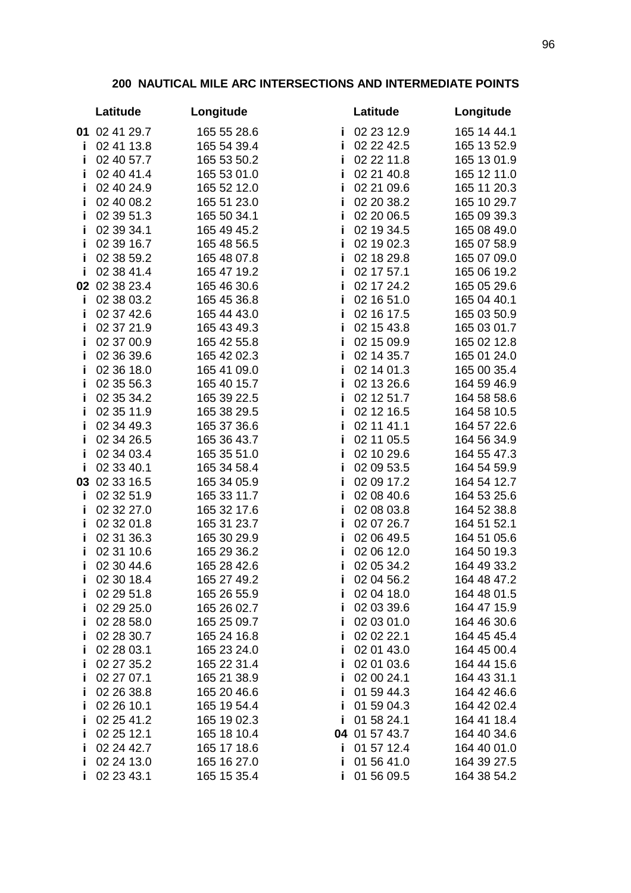## 200 NAUTICAL MILE ARC INTERSECTIONS AND INTERMEDIATE POINTS

| | Latitude | Longitude |
|---|---|---|
| **01** | 02 41 29.7 | 165 55 28.6 |
| **i** | 02 41 13.8 | 165 54 39.4 |
| **i** | 02 40 57.7 | 165 53 50.2 |
| **i** | 02 40 41.4 | 165 53 01.0 |
| **i** | 02 40 24.9 | 165 52 12.0 |
| **i** | 02 40 08.2 | 165 51 23.0 |
| **i** | 02 39 51.3 | 165 50 34.1 |
| **i** | 02 39 34.1 | 165 49 45.2 |
| **i** | 02 39 16.7 | 165 48 56.5 |
| **i** | 02 38 59.2 | 165 48 07.8 |
| **i** | 02 38 41.4 | 165 47 19.2 |
| **02** | 02 38 23.4 | 165 46 30.6 |
| **i** | 02 38 03.2 | 165 45 36.8 |
| **i** | 02 37 42.6 | 165 44 43.0 |
| **i** | 02 37 21.9 | 165 43 49.3 |
| **i** | 02 37 00.9 | 165 42 55.8 |
| **i** | 02 36 39.6 | 165 42 02.3 |
| **i** | 02 36 18.0 | 165 41 09.0 |
| **i** | 02 35 56.3 | 165 40 15.7 |
| **i** | 02 35 34.2 | 165 39 22.5 |
| **i** | 02 35 11.9 | 165 38 29.5 |
| **i** | 02 34 49.3 | 165 37 36.6 |
| **i** | 02 34 26.5 | 165 36 43.7 |
| **i** | 02 34 03.4 | 165 35 51.0 |
| **i** | 02 33 40.1 | 165 34 58.4 |
| **03** | 02 33 16.5 | 165 34 05.9 |
| **i** | 02 32 51.9 | 165 33 11.7 |
| **i** | 02 32 27.0 | 165 32 17.6 |
| **i** | 02 32 01.8 | 165 31 23.7 |
| **i** | 02 31 36.3 | 165 30 29.9 |
| **i** | 02 31 10.6 | 165 29 36.2 |
| **i** | 02 30 44.6 | 165 28 42.6 |
| **i** | 02 30 18.4 | 165 27 49.2 |
| **i** | 02 29 51.8 | 165 26 55.9 |
| **i** | 02 29 25.0 | 165 26 02.7 |
| **i** | 02 28 58.0 | 165 25 09.7 |
| **i** | 02 28 30.7 | 165 24 16.8 |
| **i** | 02 28 03.1 | 165 23 24.0 |
| **i** | 02 27 35.2 | 165 22 31.4 |
| **i** | 02 27 07.1 | 165 21 38.9 |
| **i** | 02 26 38.8 | 165 20 46.6 |
| **i** | 02 26 10.1 | 165 19 54.4 |
| **i** | 02 25 41.2 | 165 19 02.3 |
| **i** | 02 25 12.1 | 165 18 10.4 |
| **i** | 02 24 42.7 | 165 17 18.6 |
| **i** | 02 24 13.0 | 165 16 27.0 |
| **i** | 02 23 43.1 | 165 15 35.4 |
| **i** | 02 23 12.9 | 165 14 44.1 |
| **i** | 02 22 42.5 | 165 13 52.9 |
| **i** | 02 22 11.8 | 165 13 01.9 |
| **i** | 02 21 40.8 | 165 12 11.0 |
| **i** | 02 21 09.6 | 165 11 20.3 |
| **i** | 02 20 38.2 | 165 10 29.7 |
| **i** | 02 20 06.5 | 165 09 39.3 |
| **i** | 02 19 34.5 | 165 08 49.0 |
| **i** | 02 19 02.3 | 165 07 58.9 |
| **i** | 02 18 29.8 | 165 07 09.0 |
| **i** | 02 17 57.1 | 165 06 19.2 |
| **i** | 02 17 24.2 | 165 05 29.6 |
| **i** | 02 16 51.0 | 165 04 40.1 |
| **i** | 02 16 17.5 | 165 03 50.9 |
| **i** | 02 15 43.8 | 165 03 01.7 |
| **i** | 02 15 09.9 | 165 02 12.8 |
| **i** | 02 14 35.7 | 165 01 24.0 |
| **i** | 02 14 01.3 | 165 00 35.4 |
| **i** | 02 13 26.6 | 164 59 46.9 |
| **i** | 02 12 51.7 | 164 58 58.6 |
| **i** | 02 12 16.5 | 164 58 10.5 |
| **i** | 02 11 41.1 | 164 57 22.6 |
| **i** | 02 11 05.5 | 164 56 34.9 |
| **i** | 02 10 29.6 | 164 55 47.3 |
| **i** | 02 09 53.5 | 164 54 59.9 |
| **i** | 02 09 17.2 | 164 54 12.7 |
| **i** | 02 08 40.6 | 164 53 25.6 |
| **i** | 02 08 03.8 | 164 52 38.8 |
| **i** | 02 07 26.7 | 164 51 52.1 |
| **i** | 02 06 49.5 | 164 51 05.6 |
| **i** | 02 06 12.0 | 164 50 19.3 |
| **i** | 02 05 34.2 | 164 49 33.2 |
| **i** | 02 04 56.2 | 164 48 47.2 |
| **i** | 02 04 18.0 | 164 48 01.5 |
| **i** | 02 03 39.6 | 164 47 15.9 |
| **i** | 02 03 01.0 | 164 46 30.6 |
| **i** | 02 02 22.1 | 164 45 45.4 |
| **i** | 02 01 43.0 | 164 45 00.4 |
| **i** | 02 01 03.6 | 164 44 15.6 |
| **i** | 02 00 24.1 | 164 43 31.1 |
| **i** | 01 59 44.3 | 164 42 46.6 |
| **i** | 01 59 04.3 | 164 42 02.4 |
| **i** | 01 58 24.1 | 164 41 18.4 |
| **04** | 01 57 43.7 | 164 40 34.6 |
| **i** | 01 57 12.4 | 164 40 01.0 |
| **i** | 01 56 41.0 | 164 39 27.5 |
| **i** | 01 56 09.5 | 164 38 54.2 |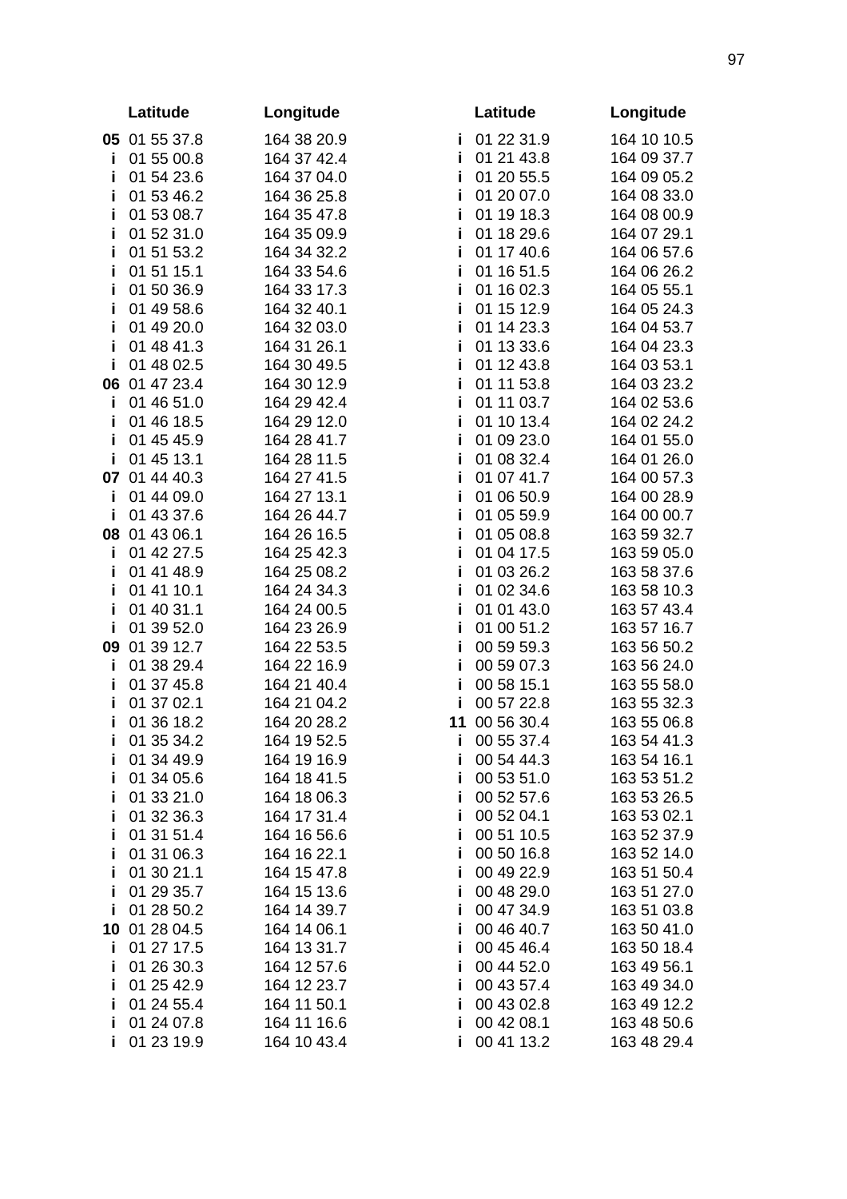| | Latitude | Longitude |
|---|---|---|
| **05** | 01 55 37.8 | 164 38 20.9 |
| **i** | 01 55 00.8 | 164 37 42.4 |
| **i** | 01 54 23.6 | 164 37 04.0 |
| **i** | 01 53 46.2 | 164 36 25.8 |
| **i** | 01 53 08.7 | 164 35 47.8 |
| **i** | 01 52 31.0 | 164 35 09.9 |
| **i** | 01 51 53.2 | 164 34 32.2 |
| **i** | 01 51 15.1 | 164 33 54.6 |
| **i** | 01 50 36.9 | 164 33 17.3 |
| **i** | 01 49 58.6 | 164 32 40.1 |
| **i** | 01 49 20.0 | 164 32 03.0 |
| **i** | 01 48 41.3 | 164 31 26.1 |
| **i** | 01 48 02.5 | 164 30 49.5 |
| **06** | 01 47 23.4 | 164 30 12.9 |
| **i** | 01 46 51.0 | 164 29 42.4 |
| **i** | 01 46 18.5 | 164 29 12.0 |
| **i** | 01 45 45.9 | 164 28 41.7 |
| **i** | 01 45 13.1 | 164 28 11.5 |
| **07** | 01 44 40.3 | 164 27 41.5 |
| **i** | 01 44 09.0 | 164 27 13.1 |
| **i** | 01 43 37.6 | 164 26 44.7 |
| **08** | 01 43 06.1 | 164 26 16.5 |
| **i** | 01 42 27.5 | 164 25 42.3 |
| **i** | 01 41 48.9 | 164 25 08.2 |
| **i** | 01 41 10.1 | 164 24 34.3 |
| **i** | 01 40 31.1 | 164 24 00.5 |
| **i** | 01 39 52.0 | 164 23 26.9 |
| **09** | 01 39 12.7 | 164 22 53.5 |
| **i** | 01 38 29.4 | 164 22 16.9 |
| **i** | 01 37 45.8 | 164 21 40.4 |
| **i** | 01 37 02.1 | 164 21 04.2 |
| **i** | 01 36 18.2 | 164 20 28.2 |
| **i** | 01 35 34.2 | 164 19 52.5 |
| **i** | 01 34 49.9 | 164 19 16.9 |
| **i** | 01 34 05.6 | 164 18 41.5 |
| **i** | 01 33 21.0 | 164 18 06.3 |
| **i** | 01 32 36.3 | 164 17 31.4 |
| **i** | 01 31 51.4 | 164 16 56.6 |
| **i** | 01 31 06.3 | 164 16 22.1 |
| **i** | 01 30 21.1 | 164 15 47.8 |
| **i** | 01 29 35.7 | 164 15 13.6 |
| **i** | 01 28 50.2 | 164 14 39.7 |
| **10** | 01 28 04.5 | 164 14 06.1 |
| **i** | 01 27 17.5 | 164 13 31.7 |
| **i** | 01 26 30.3 | 164 12 57.6 |
| **i** | 01 25 42.9 | 164 12 23.7 |
| **i** | 01 24 55.4 | 164 11 50.1 |
| **i** | 01 24 07.8 | 164 11 16.6 |
| **i** | 01 23 19.9 | 164 10 43.4 |
| **i** | 01 22 31.9 | 164 10 10.5 |
| **i** | 01 21 43.8 | 164 09 37.7 |
| **i** | 01 20 55.5 | 164 09 05.2 |
| **i** | 01 20 07.0 | 164 08 33.0 |
| **i** | 01 19 18.3 | 164 08 00.9 |
| **i** | 01 18 29.6 | 164 07 29.1 |
| **i** | 01 17 40.6 | 164 06 57.6 |
| **i** | 01 16 51.5 | 164 06 26.2 |
| **i** | 01 16 02.3 | 164 05 55.1 |
| **i** | 01 15 12.9 | 164 05 24.3 |
| **i** | 01 14 23.3 | 164 04 53.7 |
| **i** | 01 13 33.6 | 164 04 23.3 |
| **i** | 01 12 43.8 | 164 03 53.1 |
| **i** | 01 11 53.8 | 164 03 23.2 |
| **i** | 01 11 03.7 | 164 02 53.6 |
| **i** | 01 10 13.4 | 164 02 24.2 |
| **i** | 01 09 23.0 | 164 01 55.0 |
| **i** | 01 08 32.4 | 164 01 26.0 |
| **i** | 01 07 41.7 | 164 00 57.3 |
| **i** | 01 06 50.9 | 164 00 28.9 |
| **i** | 01 05 59.9 | 164 00 00.7 |
| **i** | 01 05 08.8 | 163 59 32.7 |
| **i** | 01 04 17.5 | 163 59 05.0 |
| **i** | 01 03 26.2 | 163 58 37.6 |
| **i** | 01 02 34.6 | 163 58 10.3 |
| **i** | 01 01 43.0 | 163 57 43.4 |
| **i** | 01 00 51.2 | 163 57 16.7 |
| **i** | 00 59 59.3 | 163 56 50.2 |
| **i** | 00 59 07.3 | 163 56 24.0 |
| **i** | 00 58 15.1 | 163 55 58.0 |
| **i** | 00 57 22.8 | 163 55 32.3 |
| **11** | 00 56 30.4 | 163 55 06.8 |
| **i** | 00 55 37.4 | 163 54 41.3 |
| **i** | 00 54 44.3 | 163 54 16.1 |
| **i** | 00 53 51.0 | 163 53 51.2 |
| **i** | 00 52 57.6 | 163 53 26.5 |
| **i** | 00 52 04.1 | 163 53 02.1 |
| **i** | 00 51 10.5 | 163 52 37.9 |
| **i** | 00 50 16.8 | 163 52 14.0 |
| **i** | 00 49 22.9 | 163 51 50.4 |
| **i** | 00 48 29.0 | 163 51 27.0 |
| **i** | 00 47 34.9 | 163 51 03.8 |
| **i** | 00 46 40.7 | 163 50 41.0 |
| **i** | 00 45 46.4 | 163 50 18.4 |
| **i** | 00 44 52.0 | 163 49 56.1 |
| **i** | 00 43 57.4 | 163 49 34.0 |
| **i** | 00 43 02.8 | 163 49 12.2 |
| **i** | 00 42 08.1 | 163 48 50.6 |
| **i** | 00 41 13.2 | 163 48 29.4 |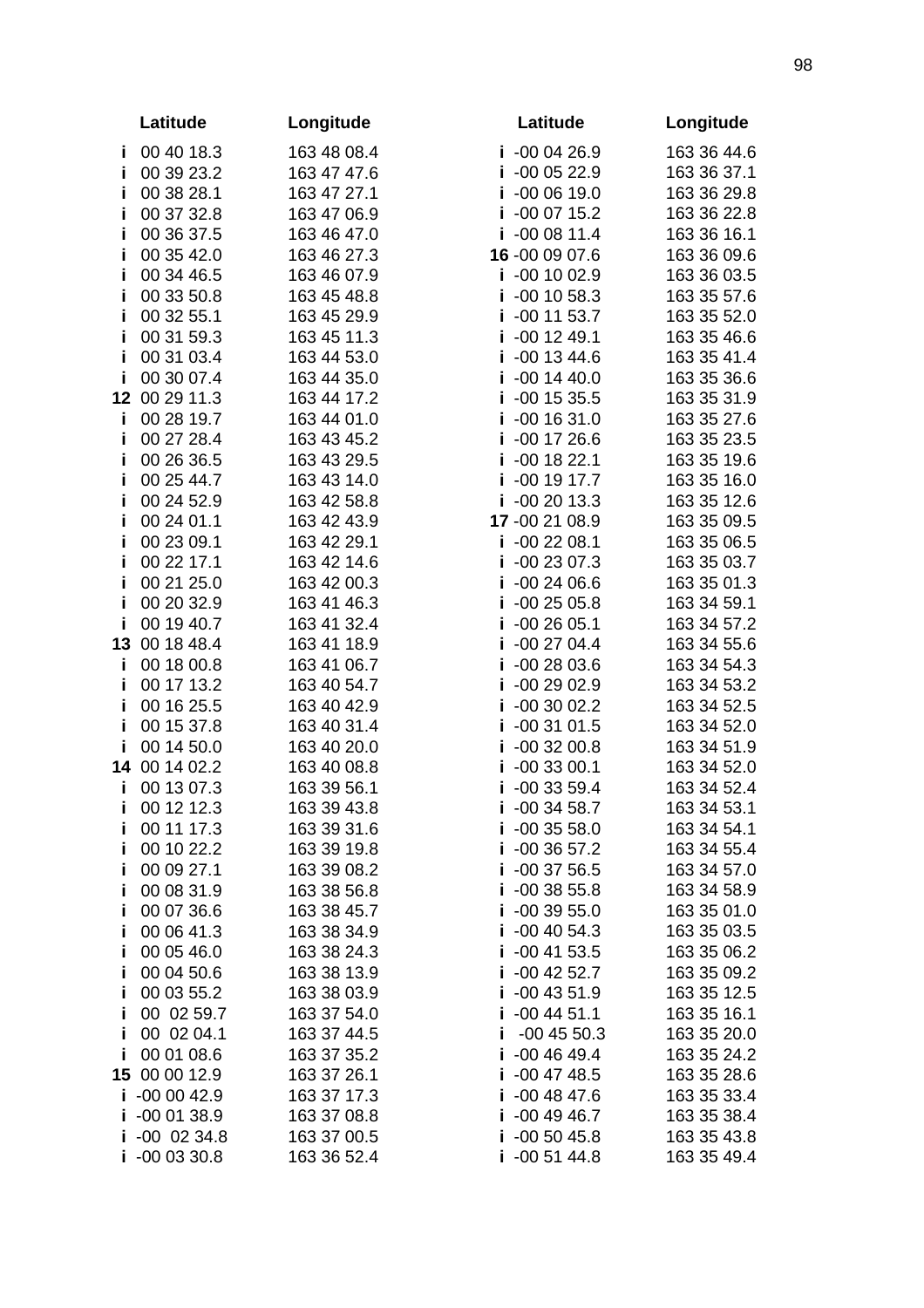| | Latitude | Longitude |
|---|---|---|
| i | 00 40 18.3 | 163 48 08.4 |
| i | 00 39 23.2 | 163 47 47.6 |
| i | 00 38 28.1 | 163 47 27.1 |
| i | 00 37 32.8 | 163 47 06.9 |
| i | 00 36 37.5 | 163 46 47.0 |
| i | 00 35 42.0 | 163 46 27.3 |
| i | 00 34 46.5 | 163 46 07.9 |
| i | 00 33 50.8 | 163 45 48.8 |
| i | 00 32 55.1 | 163 45 29.9 |
| i | 00 31 59.3 | 163 45 11.3 |
| i | 00 31 03.4 | 163 44 53.0 |
| i | 00 30 07.4 | 163 44 35.0 |
| **12** | 00 29 11.3 | 163 44 17.2 |
| i | 00 28 19.7 | 163 44 01.0 |
| i | 00 27 28.4 | 163 43 45.2 |
| i | 00 26 36.5 | 163 43 29.5 |
| i | 00 25 44.7 | 163 43 14.0 |
| i | 00 24 52.9 | 163 42 58.8 |
| i | 00 24 01.1 | 163 42 43.9 |
| i | 00 23 09.1 | 163 42 29.1 |
| i | 00 22 17.1 | 163 42 14.6 |
| i | 00 21 25.0 | 163 42 00.3 |
| i | 00 20 32.9 | 163 41 46.3 |
| i | 00 19 40.7 | 163 41 32.4 |
| **13** | 00 18 48.4 | 163 41 18.9 |
| i | 00 18 00.8 | 163 41 06.7 |
| i | 00 17 13.2 | 163 40 54.7 |
| i | 00 16 25.5 | 163 40 42.9 |
| i | 00 15 37.8 | 163 40 31.4 |
| i | 00 14 50.0 | 163 40 20.0 |
| **14** | 00 14 02.2 | 163 40 08.8 |
| i | 00 13 07.3 | 163 39 56.1 |
| i | 00 12 12.3 | 163 39 43.8 |
| i | 00 11 17.3 | 163 39 31.6 |
| i | 00 10 22.2 | 163 39 19.8 |
| i | 00 09 27.1 | 163 39 08.2 |
| i | 00 08 31.9 | 163 38 56.8 |
| i | 00 07 36.6 | 163 38 45.7 |
| i | 00 06 41.3 | 163 38 34.9 |
| i | 00 05 46.0 | 163 38 24.3 |
| i | 00 04 50.6 | 163 38 13.9 |
| i | 00 03 55.2 | 163 38 03.9 |
| i | 00 02 59.7 | 163 37 54.0 |
| i | 00 02 04.1 | 163 37 44.5 |
| i | 00 01 08.6 | 163 37 35.2 |
| **15** | 00 00 12.9 | 163 37 26.1 |
| i | -00 00 42.9 | 163 37 17.3 |
| i | -00 01 38.9 | 163 37 08.8 |
| i | -00 02 34.8 | 163 37 00.5 |
| i | -00 03 30.8 | 163 36 52.4 |
| i | -00 04 26.9 | 163 36 44.6 |
| i | -00 05 22.9 | 163 36 37.1 |
| i | -00 06 19.0 | 163 36 29.8 |
| i | -00 07 15.2 | 163 36 22.8 |
| i | -00 08 11.4 | 163 36 16.1 |
| **16** | -00 09 07.6 | 163 36 09.6 |
| i | -00 10 02.9 | 163 36 03.5 |
| i | -00 10 58.3 | 163 35 57.6 |
| i | -00 11 53.7 | 163 35 52.0 |
| i | -00 12 49.1 | 163 35 46.6 |
| i | -00 13 44.6 | 163 35 41.4 |
| i | -00 14 40.0 | 163 35 36.6 |
| i | -00 15 35.5 | 163 35 31.9 |
| i | -00 16 31.0 | 163 35 27.6 |
| i | -00 17 26.6 | 163 35 23.5 |
| i | -00 18 22.1 | 163 35 19.6 |
| i | -00 19 17.7 | 163 35 16.0 |
| i | -00 20 13.3 | 163 35 12.6 |
| **17** | -00 21 08.9 | 163 35 09.5 |
| i | -00 22 08.1 | 163 35 06.5 |
| i | -00 23 07.3 | 163 35 03.7 |
| i | -00 24 06.6 | 163 35 01.3 |
| i | -00 25 05.8 | 163 34 59.1 |
| i | -00 26 05.1 | 163 34 57.2 |
| i | -00 27 04.4 | 163 34 55.6 |
| i | -00 28 03.6 | 163 34 54.3 |
| i | -00 29 02.9 | 163 34 53.2 |
| i | -00 30 02.2 | 163 34 52.5 |
| i | -00 31 01.5 | 163 34 52.0 |
| i | -00 32 00.8 | 163 34 51.9 |
| i | -00 33 00.1 | 163 34 52.0 |
| i | -00 33 59.4 | 163 34 52.4 |
| i | -00 34 58.7 | 163 34 53.1 |
| i | -00 35 58.0 | 163 34 54.1 |
| i | -00 36 57.2 | 163 34 55.4 |
| i | -00 37 56.5 | 163 34 57.0 |
| i | -00 38 55.8 | 163 34 58.9 |
| i | -00 39 55.0 | 163 35 01.0 |
| i | -00 40 54.3 | 163 35 03.5 |
| i | -00 41 53.5 | 163 35 06.2 |
| i | -00 42 52.7 | 163 35 09.2 |
| i | -00 43 51.9 | 163 35 12.5 |
| i | -00 44 51.1 | 163 35 16.1 |
| i | -00 45 50.3 | 163 35 20.0 |
| i | -00 46 49.4 | 163 35 24.2 |
| i | -00 47 48.5 | 163 35 28.6 |
| i | -00 48 47.6 | 163 35 33.4 |
| i | -00 49 46.7 | 163 35 38.4 |
| i | -00 50 45.8 | 163 35 43.8 |
| i | -00 51 44.8 | 163 35 49.4 |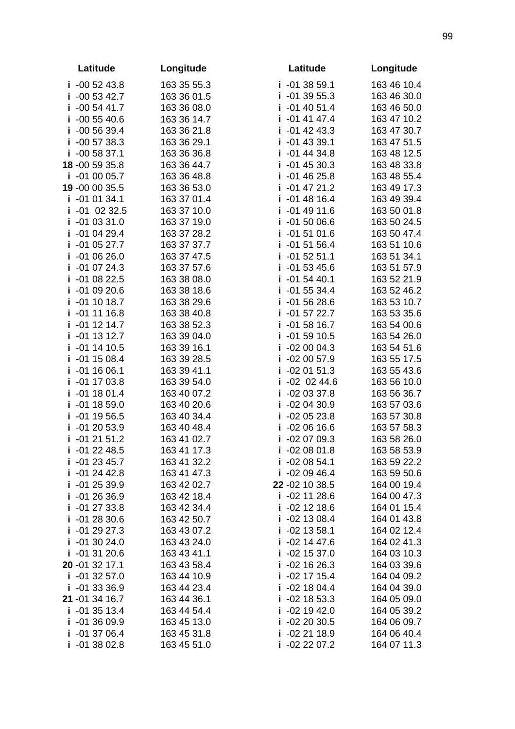| | Latitude | Longitude |
|---|---|---|
| i | -00 52 43.8 | 163 35 55.3 |
| i | -00 53 42.7 | 163 36 01.5 |
| i | -00 54 41.7 | 163 36 08.0 |
| i | -00 55 40.6 | 163 36 14.7 |
| i | -00 56 39.4 | 163 36 21.8 |
| i | -00 57 38.3 | 163 36 29.1 |
| i | -00 58 37.1 | 163 36 36.8 |
| **18** | -00 59 35.8 | 163 36 44.7 |
| i | -01 00 05.7 | 163 36 48.8 |
| **19** | -00 00 35.5 | 163 36 53.0 |
| i | -01 01 34.1 | 163 37 01.4 |
| i | -01 02 32.5 | 163 37 10.0 |
| i | -01 03 31.0 | 163 37 19.0 |
| i | -01 04 29.4 | 163 37 28.2 |
| i | -01 05 27.7 | 163 37 37.7 |
| i | -01 06 26.0 | 163 37 47.5 |
| i | -01 07 24.3 | 163 37 57.6 |
| i | -01 08 22.5 | 163 38 08.0 |
| i | -01 09 20.6 | 163 38 18.6 |
| i | -01 10 18.7 | 163 38 29.6 |
| i | -01 11 16.8 | 163 38 40.8 |
| i | -01 12 14.7 | 163 38 52.3 |
| i | -01 13 12.7 | 163 39 04.0 |
| i | -01 14 10.5 | 163 39 16.1 |
| i | -01 15 08.4 | 163 39 28.5 |
| i | -01 16 06.1 | 163 39 41.1 |
| i | -01 17 03.8 | 163 39 54.0 |
| i | -01 18 01.4 | 163 40 07.2 |
| i | -01 18 59.0 | 163 40 20.6 |
| i | -01 19 56.5 | 163 40 34.4 |
| i | -01 20 53.9 | 163 40 48.4 |
| i | -01 21 51.2 | 163 41 02.7 |
| i | -01 22 48.5 | 163 41 17.3 |
| i | -01 23 45.7 | 163 41 32.2 |
| i | -01 24 42.8 | 163 41 47.3 |
| i | -01 25 39.9 | 163 42 02.7 |
| i | -01 26 36.9 | 163 42 18.4 |
| i | -01 27 33.8 | 163 42 34.4 |
| i | -01 28 30.6 | 163 42 50.7 |
| i | -01 29 27.3 | 163 43 07.2 |
| i | -01 30 24.0 | 163 43 24.0 |
| i | -01 31 20.6 | 163 43 41.1 |
| **20** | -01 32 17.1 | 163 43 58.4 |
| i | -01 32 57.0 | 163 44 10.9 |
| i | -01 33 36.9 | 163 44 23.4 |
| **21** | -01 34 16.7 | 163 44 36.1 |
| i | -01 35 13.4 | 163 44 54.4 |
| i | -01 36 09.9 | 163 45 13.0 |
| i | -01 37 06.4 | 163 45 31.8 |
| i | -01 38 02.8 | 163 45 51.0 |
| i | -01 38 59.1 | 163 46 10.4 |
| i | -01 39 55.3 | 163 46 30.0 |
| i | -01 40 51.4 | 163 46 50.0 |
| i | -01 41 47.4 | 163 47 10.2 |
| i | -01 42 43.3 | 163 47 30.7 |
| i | -01 43 39.1 | 163 47 51.5 |
| i | -01 44 34.8 | 163 48 12.5 |
| i | -01 45 30.3 | 163 48 33.8 |
| i | -01 46 25.8 | 163 48 55.4 |
| i | -01 47 21.2 | 163 49 17.3 |
| i | -01 48 16.4 | 163 49 39.4 |
| i | -01 49 11.6 | 163 50 01.8 |
| i | -01 50 06.6 | 163 50 24.5 |
| i | -01 51 01.6 | 163 50 47.4 |
| i | -01 51 56.4 | 163 51 10.6 |
| i | -01 52 51.1 | 163 51 34.1 |
| i | -01 53 45.6 | 163 51 57.9 |
| i | -01 54 40.1 | 163 52 21.9 |
| i | -01 55 34.4 | 163 52 46.2 |
| i | -01 56 28.6 | 163 53 10.7 |
| i | -01 57 22.7 | 163 53 35.6 |
| i | -01 58 16.7 | 163 54 00.6 |
| i | -01 59 10.5 | 163 54 26.0 |
| i | -02 00 04.3 | 163 54 51.6 |
| i | -02 00 57.9 | 163 55 17.5 |
| i | -02 01 51.3 | 163 55 43.6 |
| i | -02 02 44.6 | 163 56 10.0 |
| i | -02 03 37.8 | 163 56 36.7 |
| i | -02 04 30.9 | 163 57 03.6 |
| i | -02 05 23.8 | 163 57 30.8 |
| i | -02 06 16.6 | 163 57 58.3 |
| i | -02 07 09.3 | 163 58 26.0 |
| i | -02 08 01.8 | 163 58 53.9 |
| i | -02 08 54.1 | 163 59 22.2 |
| i | -02 09 46.4 | 163 59 50.6 |
| **22** | -02 10 38.5 | 164 00 19.4 |
| i | -02 11 28.6 | 164 00 47.3 |
| i | -02 12 18.6 | 164 01 15.4 |
| i | -02 13 08.4 | 164 01 43.8 |
| i | -02 13 58.1 | 164 02 12.4 |
| i | -02 14 47.6 | 164 02 41.3 |
| i | -02 15 37.0 | 164 03 10.3 |
| i | -02 16 26.3 | 164 03 39.6 |
| i | -02 17 15.4 | 164 04 09.2 |
| i | -02 18 04.4 | 164 04 39.0 |
| i | -02 18 53.3 | 164 05 09.0 |
| i | -02 19 42.0 | 164 05 39.2 |
| i | -02 20 30.5 | 164 06 09.7 |
| i | -02 21 18.9 | 164 06 40.4 |
| i | -02 22 07.2 | 164 07 11.3 |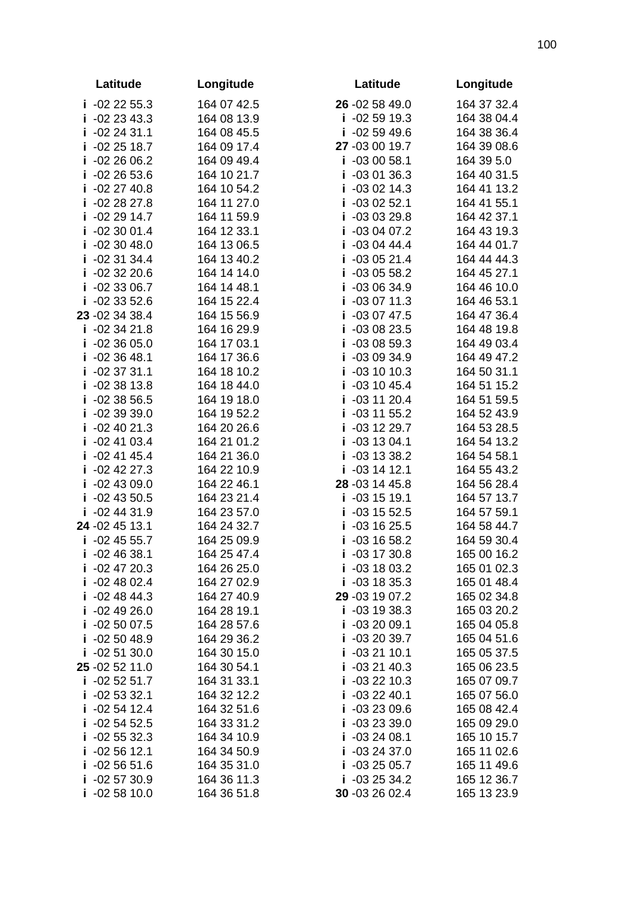| | Latitude | Longitude |
|---|---|---|
| i | -02 22 55.3 | 164 07 42.5 |
| i | -02 23 43.3 | 164 08 13.9 |
| i | -02 24 31.1 | 164 08 45.5 |
| i | -02 25 18.7 | 164 09 17.4 |
| i | -02 26 06.2 | 164 09 49.4 |
| i | -02 26 53.6 | 164 10 21.7 |
| i | -02 27 40.8 | 164 10 54.2 |
| i | -02 28 27.8 | 164 11 27.0 |
| i | -02 29 14.7 | 164 11 59.9 |
| i | -02 30 01.4 | 164 12 33.1 |
| i | -02 30 48.0 | 164 13 06.5 |
| i | -02 31 34.4 | 164 13 40.2 |
| i | -02 32 20.6 | 164 14 14.0 |
| i | -02 33 06.7 | 164 14 48.1 |
| i | -02 33 52.6 | 164 15 22.4 |
| **23** | -02 34 38.4 | 164 15 56.9 |
| i | -02 34 21.8 | 164 16 29.9 |
| i | -02 36 05.0 | 164 17 03.1 |
| i | -02 36 48.1 | 164 17 36.6 |
| i | -02 37 31.1 | 164 18 10.2 |
| i | -02 38 13.8 | 164 18 44.0 |
| i | -02 38 56.5 | 164 19 18.0 |
| i | -02 39 39.0 | 164 19 52.2 |
| i | -02 40 21.3 | 164 20 26.6 |
| i | -02 41 03.4 | 164 21 01.2 |
| i | -02 41 45.4 | 164 21 36.0 |
| i | -02 42 27.3 | 164 22 10.9 |
| i | -02 43 09.0 | 164 22 46.1 |
| i | -02 43 50.5 | 164 23 21.4 |
| i | -02 44 31.9 | 164 23 57.0 |
| **24** | -02 45 13.1 | 164 24 32.7 |
| i | -02 45 55.7 | 164 25 09.9 |
| i | -02 46 38.1 | 164 25 47.4 |
| i | -02 47 20.3 | 164 26 25.0 |
| i | -02 48 02.4 | 164 27 02.9 |
| i | -02 48 44.3 | 164 27 40.9 |
| i | -02 49 26.0 | 164 28 19.1 |
| i | -02 50 07.5 | 164 28 57.6 |
| i | -02 50 48.9 | 164 29 36.2 |
| i | -02 51 30.0 | 164 30 15.0 |
| **25** | -02 52 11.0 | 164 30 54.1 |
| i | -02 52 51.7 | 164 31 33.1 |
| i | -02 53 32.1 | 164 32 12.2 |
| i | -02 54 12.4 | 164 32 51.6 |
| i | -02 54 52.5 | 164 33 31.2 |
| i | -02 55 32.3 | 164 34 10.9 |
| i | -02 56 12.1 | 164 34 50.9 |
| i | -02 56 51.6 | 164 35 31.0 |
| i | -02 57 30.9 | 164 36 11.3 |
| i | -02 58 10.0 | 164 36 51.8 |
| **26** | -02 58 49.0 | 164 37 32.4 |
| i | -02 59 19.3 | 164 38 04.4 |
| i | -02 59 49.6 | 164 38 36.4 |
| **27** | -03 00 19.7 | 164 39 08.6 |
| i | -03 00 58.1 | 164 39 5.0 |
| i | -03 01 36.3 | 164 40 31.5 |
| i | -03 02 14.3 | 164 41 13.2 |
| i | -03 02 52.1 | 164 41 55.1 |
| i | -03 03 29.8 | 164 42 37.1 |
| i | -03 04 07.2 | 164 43 19.3 |
| i | -03 04 44.4 | 164 44 01.7 |
| i | -03 05 21.4 | 164 44 44.3 |
| i | -03 05 58.2 | 164 45 27.1 |
| i | -03 06 34.9 | 164 46 10.0 |
| i | -03 07 11.3 | 164 46 53.1 |
| i | -03 07 47.5 | 164 47 36.4 |
| i | -03 08 23.5 | 164 48 19.8 |
| i | -03 08 59.3 | 164 49 03.4 |
| i | -03 09 34.9 | 164 49 47.2 |
| i | -03 10 10.3 | 164 50 31.1 |
| i | -03 10 45.4 | 164 51 15.2 |
| i | -03 11 20.4 | 164 51 59.5 |
| i | -03 11 55.2 | 164 52 43.9 |
| i | -03 12 29.7 | 164 53 28.5 |
| i | -03 13 04.1 | 164 54 13.2 |
| i | -03 13 38.2 | 164 54 58.1 |
| i | -03 14 12.1 | 164 55 43.2 |
| **28** | -03 14 45.8 | 164 56 28.4 |
| i | -03 15 19.1 | 164 57 13.7 |
| i | -03 15 52.5 | 164 57 59.1 |
| i | -03 16 25.5 | 164 58 44.7 |
| i | -03 16 58.2 | 164 59 30.4 |
| i | -03 17 30.8 | 165 00 16.2 |
| i | -03 18 03.2 | 165 01 02.3 |
| i | -03 18 35.3 | 165 01 48.4 |
| **29** | -03 19 07.2 | 165 02 34.8 |
| i | -03 19 38.3 | 165 03 20.2 |
| i | -03 20 09.1 | 165 04 05.8 |
| i | -03 20 39.7 | 165 04 51.6 |
| i | -03 21 10.1 | 165 05 37.5 |
| i | -03 21 40.3 | 165 06 23.5 |
| i | -03 22 10.3 | 165 07 09.7 |
| i | -03 22 40.1 | 165 07 56.0 |
| i | -03 23 09.6 | 165 08 42.4 |
| i | -03 23 39.0 | 165 09 29.0 |
| i | -03 24 08.1 | 165 10 15.7 |
| i | -03 24 37.0 | 165 11 02.6 |
| i | -03 25 05.7 | 165 11 49.6 |
| i | -03 25 34.2 | 165 12 36.7 |
| **30** | -03 26 02.4 | 165 13 23.9 |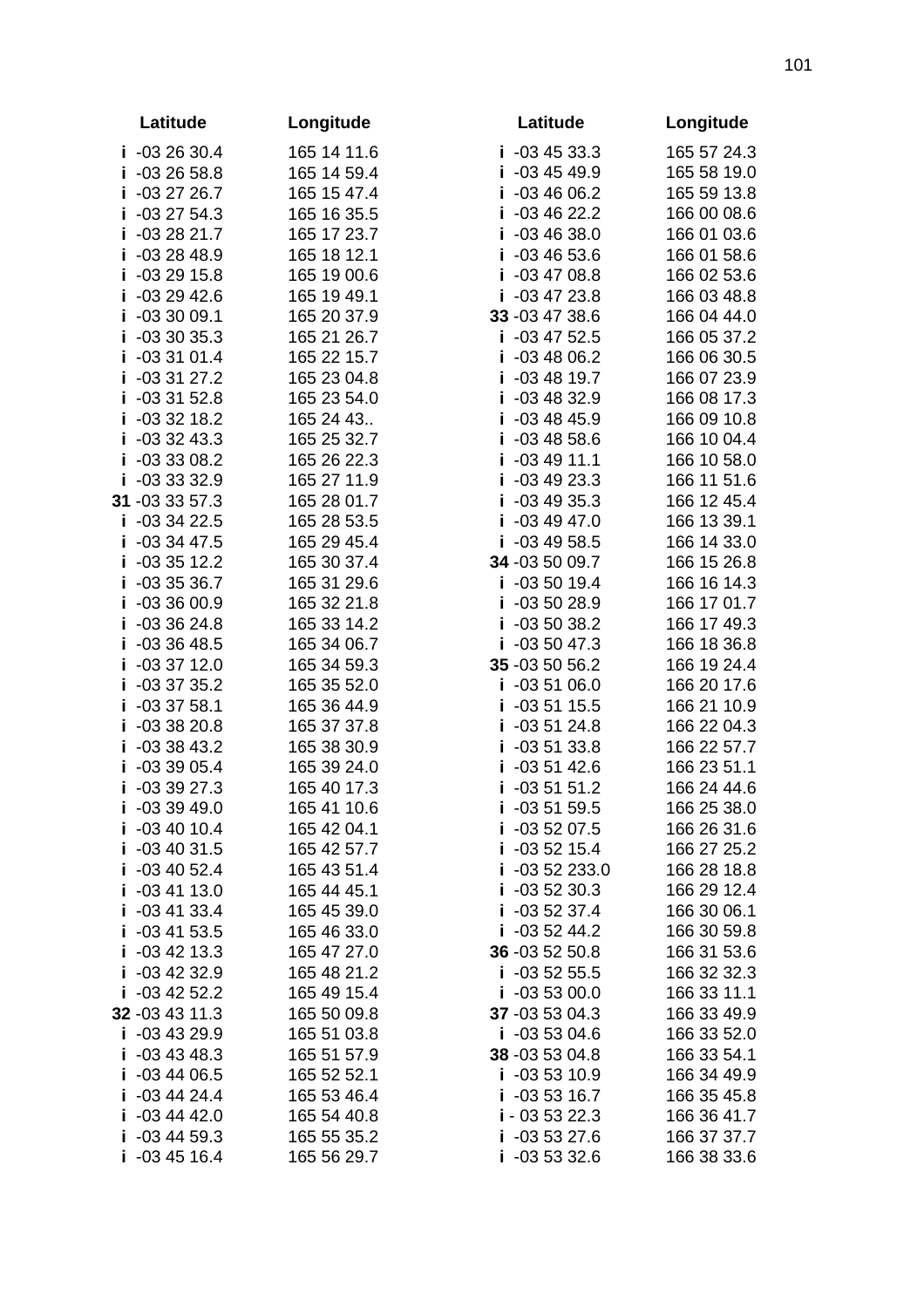| Latitude | Longitude |
|---|---|
| **i** -03 26 30.4 | 165 14 11.6 |
| **i** -03 26 58.8 | 165 14 59.4 |
| **i** -03 27 26.7 | 165 15 47.4 |
| **i** -03 27 54.3 | 165 16 35.5 |
| **i** -03 28 21.7 | 165 17 23.7 |
| **i** -03 28 48.9 | 165 18 12.1 |
| **i** -03 29 15.8 | 165 19 00.6 |
| **i** -03 29 42.6 | 165 19 49.1 |
| **i** -03 30 09.1 | 165 20 37.9 |
| **i** -03 30 35.3 | 165 21 26.7 |
| **i** -03 31 01.4 | 165 22 15.7 |
| **i** -03 31 27.2 | 165 23 04.8 |
| **i** -03 31 52.8 | 165 23 54.0 |
| **i** -03 32 18.2 | 165 24 43.. |
| **i** -03 32 43.3 | 165 25 32.7 |
| **i** -03 33 08.2 | 165 26 22.3 |
| **i** -03 33 32.9 | 165 27 11.9 |
| **31** -03 33 57.3 | 165 28 01.7 |
| **i** -03 34 22.5 | 165 28 53.5 |
| **i** -03 34 47.5 | 165 29 45.4 |
| **i** -03 35 12.2 | 165 30 37.4 |
| **i** -03 35 36.7 | 165 31 29.6 |
| **i** -03 36 00.9 | 165 32 21.8 |
| **i** -03 36 24.8 | 165 33 14.2 |
| **i** -03 36 48.5 | 165 34 06.7 |
| **i** -03 37 12.0 | 165 34 59.3 |
| **i** -03 37 35.2 | 165 35 52.0 |
| **i** -03 37 58.1 | 165 36 44.9 |
| **i** -03 38 20.8 | 165 37 37.8 |
| **i** -03 38 43.2 | 165 38 30.9 |
| **i** -03 39 05.4 | 165 39 24.0 |
| **i** -03 39 27.3 | 165 40 17.3 |
| **i** -03 39 49.0 | 165 41 10.6 |
| **i** -03 40 10.4 | 165 42 04.1 |
| **i** -03 40 31.5 | 165 42 57.7 |
| **i** -03 40 52.4 | 165 43 51.4 |
| **i** -03 41 13.0 | 165 44 45.1 |
| **i** -03 41 33.4 | 165 45 39.0 |
| **i** -03 41 53.5 | 165 46 33.0 |
| **i** -03 42 13.3 | 165 47 27.0 |
| **i** -03 42 32.9 | 165 48 21.2 |
| **i** -03 42 52.2 | 165 49 15.4 |
| **32** -03 43 11.3 | 165 50 09.8 |
| **i** -03 43 29.9 | 165 51 03.8 |
| **i** -03 43 48.3 | 165 51 57.9 |
| **i** -03 44 06.5 | 165 52 52.1 |
| **i** -03 44 24.4 | 165 53 46.4 |
| **i** -03 44 42.0 | 165 54 40.8 |
| **i** -03 44 59.3 | 165 55 35.2 |
| **i** -03 45 16.4 | 165 56 29.7 |
| **i** -03 45 33.3 | 165 57 24.3 |
| **i** -03 45 49.9 | 165 58 19.0 |
| **i** -03 46 06.2 | 165 59 13.8 |
| **i** -03 46 22.2 | 166 00 08.6 |
| **i** -03 46 38.0 | 166 01 03.6 |
| **i** -03 46 53.6 | 166 01 58.6 |
| **i** -03 47 08.8 | 166 02 53.6 |
| **i** -03 47 23.8 | 166 03 48.8 |
| **33** -03 47 38.6 | 166 04 44.0 |
| **i** -03 47 52.5 | 166 05 37.2 |
| **i** -03 48 06.2 | 166 06 30.5 |
| **i** -03 48 19.7 | 166 07 23.9 |
| **i** -03 48 32.9 | 166 08 17.3 |
| **i** -03 48 45.9 | 166 09 10.8 |
| **i** -03 48 58.6 | 166 10 04.4 |
| **i** -03 49 11.1 | 166 10 58.0 |
| **i** -03 49 23.3 | 166 11 51.6 |
| **i** -03 49 35.3 | 166 12 45.4 |
| **i** -03 49 47.0 | 166 13 39.1 |
| **i** -03 49 58.5 | 166 14 33.0 |
| **34** -03 50 09.7 | 166 15 26.8 |
| **i** -03 50 19.4 | 166 16 14.3 |
| **i** -03 50 28.9 | 166 17 01.7 |
| **i** -03 50 38.2 | 166 17 49.3 |
| **i** -03 50 47.3 | 166 18 36.8 |
| **35** -03 50 56.2 | 166 19 24.4 |
| **i** -03 51 06.0 | 166 20 17.6 |
| **i** -03 51 15.5 | 166 21 10.9 |
| **i** -03 51 24.8 | 166 22 04.3 |
| **i** -03 51 33.8 | 166 22 57.7 |
| **i** -03 51 42.6 | 166 23 51.1 |
| **i** -03 51 51.2 | 166 24 44.6 |
| **i** -03 51 59.5 | 166 25 38.0 |
| **i** -03 52 07.5 | 166 26 31.6 |
| **i** -03 52 15.4 | 166 27 25.2 |
| **i** -03 52 233.0 | 166 28 18.8 |
| **i** -03 52 30.3 | 166 29 12.4 |
| **i** -03 52 37.4 | 166 30 06.1 |
| **i** -03 52 44.2 | 166 30 59.8 |
| **36** -03 52 50.8 | 166 31 53.6 |
| **i** -03 52 55.5 | 166 32 32.3 |
| **i** -03 53 00.0 | 166 33 11.1 |
| **37** -03 53 04.3 | 166 33 49.9 |
| **i** -03 53 04.6 | 166 33 52.0 |
| **38** -03 53 04.8 | 166 33 54.1 |
| **i** -03 53 10.9 | 166 34 49.9 |
| **i** -03 53 16.7 | 166 35 45.8 |
| **i** - 03 53 22.3 | 166 36 41.7 |
| **i** -03 53 27.6 | 166 37 37.7 |
| **i** -03 53 32.6 | 166 38 33.6 |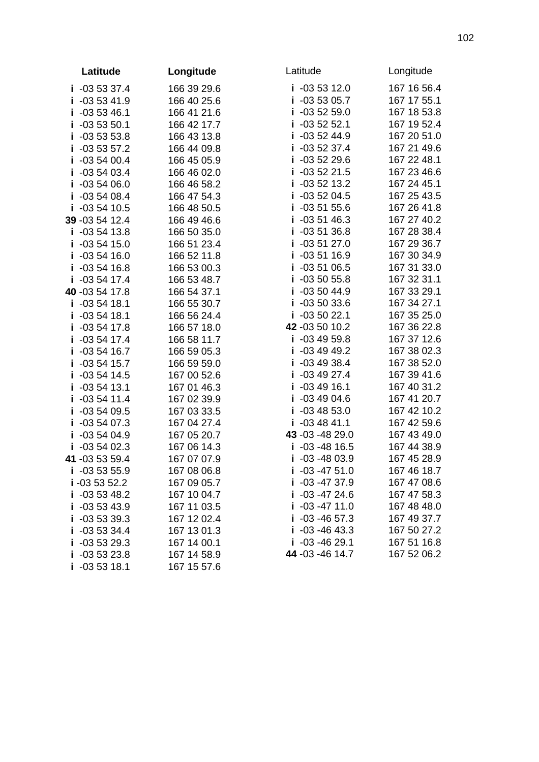| | Latitude | Longitude |
|---|---|---|
| i | -03 53 37.4 | 166 39 29.6 |
| i | -03 53 41.9 | 166 40 25.6 |
| i | -03 53 46.1 | 166 41 21.6 |
| i | -03 53 50.1 | 166 42 17.7 |
| i | -03 53 53.8 | 166 43 13.8 |
| i | -03 53 57.2 | 166 44 09.8 |
| i | -03 54 00.4 | 166 45 05.9 |
| i | -03 54 03.4 | 166 46 02.0 |
| i | -03 54 06.0 | 166 46 58.2 |
| i | -03 54 08.4 | 166 47 54.3 |
| i | -03 54 10.5 | 166 48 50.5 |
| **39** | -03 54 12.4 | 166 49 46.6 |
| i | -03 54 13.8 | 166 50 35.0 |
| i | -03 54 15.0 | 166 51 23.4 |
| i | -03 54 16.0 | 166 52 11.8 |
| i | -03 54 16.8 | 166 53 00.3 |
| i | -03 54 17.4 | 166 53 48.7 |
| **40** | -03 54 17.8 | 166 54 37.1 |
| i | -03 54 18.1 | 166 55 30.7 |
| i | -03 54 18.1 | 166 56 24.4 |
| i | -03 54 17.8 | 166 57 18.0 |
| i | -03 54 17.4 | 166 58 11.7 |
| i | -03 54 16.7 | 166 59 05.3 |
| i | -03 54 15.7 | 166 59 59.0 |
| i | -03 54 14.5 | 167 00 52.6 |
| i | -03 54 13.1 | 167 01 46.3 |
| i | -03 54 11.4 | 167 02 39.9 |
| i | -03 54 09.5 | 167 03 33.5 |
| i | -03 54 07.3 | 167 04 27.4 |
| i | -03 54 04.9 | 167 05 20.7 |
| i | -03 54 02.3 | 167 06 14.3 |
| **41** | -03 53 59.4 | 167 07 07.9 |
| i | -03 53 55.9 | 167 08 06.8 |
| i | -03 53 52.2 | 167 09 05.7 |
| i | -03 53 48.2 | 167 10 04.7 |
| i | -03 53 43.9 | 167 11 03.5 |
| i | -03 53 39.3 | 167 12 02.4 |
| i | -03 53 34.4 | 167 13 01.3 |
| i | -03 53 29.3 | 167 14 00.1 |
| i | -03 53 23.8 | 167 14 58.9 |
| i | -03 53 18.1 | 167 15 57.6 |

| | Latitude | Longitude |
|---|---|---|
| i | -03 53 12.0 | 167 16 56.4 |
| i | -03 53 05.7 | 167 17 55.1 |
| i | -03 52 59.0 | 167 18 53.8 |
| i | -03 52 52.1 | 167 19 52.4 |
| i | -03 52 44.9 | 167 20 51.0 |
| i | -03 52 37.4 | 167 21 49.6 |
| i | -03 52 29.6 | 167 22 48.1 |
| i | -03 52 21.5 | 167 23 46.6 |
| i | -03 52 13.2 | 167 24 45.1 |
| i | -03 52 04.5 | 167 25 43.5 |
| i | -03 51 55.6 | 167 26 41.8 |
| i | -03 51 46.3 | 167 27 40.2 |
| i | -03 51 36.8 | 167 28 38.4 |
| i | -03 51 27.0 | 167 29 36.7 |
| i | -03 51 16.9 | 167 30 34.9 |
| i | -03 51 06.5 | 167 31 33.0 |
| i | -03 50 55.8 | 167 32 31.1 |
| i | -03 50 44.9 | 167 33 29.1 |
| i | -03 50 33.6 | 167 34 27.1 |
| i | -03 50 22.1 | 167 35 25.0 |
| **42** | -03 50 10.2 | 167 36 22.8 |
| i | -03 49 59.8 | 167 37 12.6 |
| i | -03 49 49.2 | 167 38 02.3 |
| i | -03 49 38.4 | 167 38 52.0 |
| i | -03 49 27.4 | 167 39 41.6 |
| i | -03 49 16.1 | 167 40 31.2 |
| i | -03 49 04.6 | 167 41 20.7 |
| i | -03 48 53.0 | 167 42 10.2 |
| i | -03 48 41.1 | 167 42 59.6 |
| **43** | -03 -48 29.0 | 167 43 49.0 |
| i | -03 -48 16.5 | 167 44 38.9 |
| i | -03 -48 03.9 | 167 45 28.9 |
| i | -03 -47 51.0 | 167 46 18.7 |
| i | -03 -47 37.9 | 167 47 08.6 |
| i | -03 -47 24.6 | 167 47 58.3 |
| i | -03 -47 11.0 | 167 48 48.0 |
| i | -03 -46 57.3 | 167 49 37.7 |
| i | -03 -46 43.3 | 167 50 27.2 |
| i | -03 -46 29.1 | 167 51 16.8 |
| **44** | -03 -46 14.7 | 167 52 06.2 |